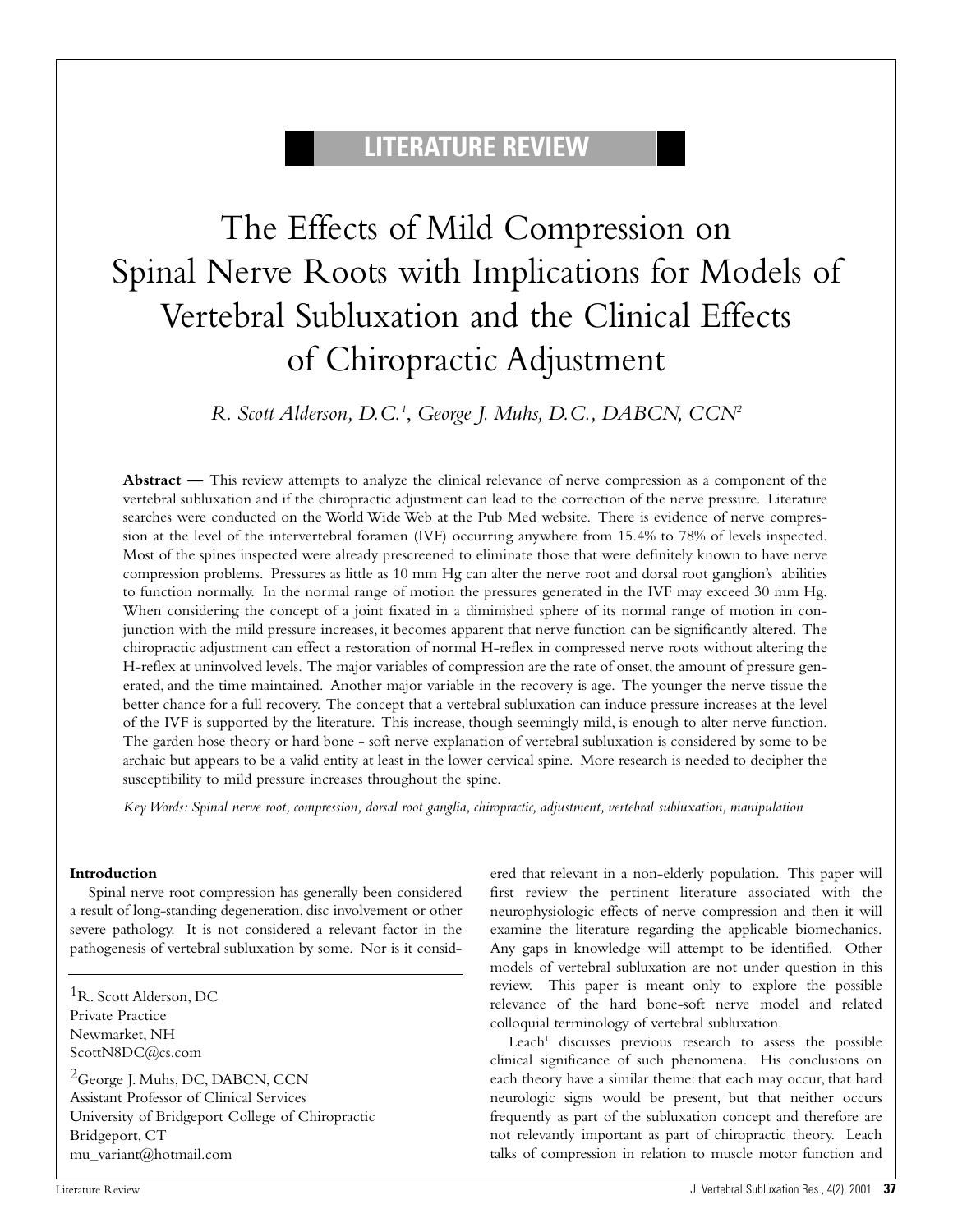LITERATURE REVIEW

# The Effects of Mild Compression on Spinal Nerve Roots with Implications for Models of Vertebral Subluxation and the Clinical Effects of Chiropractic Adjustment

*R. Scott Alderson, D.C.[1], George J. Muhs, D.C., DABCN, CCN[2]*

**Abstract —** This review attempts to analyze the clinical relevance of nerve compression as a component of the vertebral subluxation and if the chiropractic adjustment can lead to the correction of the nerve pressure. Literature searches were conducted on the World Wide Web at the Pub Med website. There is evidence of nerve compression at the level of the intervertebral foramen (IVF) occurring anywhere from 15.4% to 78% of levels inspected. Most of the spines inspected were already prescreened to eliminate those that were definitely known to have nerve compression problems. Pressures as little as 10 mm Hg can alter the nerve root and dorsal root ganglion's abilities to function normally. In the normal range of motion the pressures generated in the IVF may exceed 30 mm Hg. When considering the concept of a joint fixated in a diminished sphere of its normal range of motion in conjunction with the mild pressure increases, it becomes apparent that nerve function can be significantly altered. The chiropractic adjustment can effect a restoration of normal H-reflex in compressed nerve roots without altering the H-reflex at uninvolved levels. The major variables of compression are the rate of onset, the amount of pressure generated, and the time maintained. Another major variable in the recovery is age. The younger the nerve tissue the better chance for a full recovery. The concept that a vertebral subluxation can induce pressure increases at the level of the IVF is supported by the literature. This increase, though seemingly mild, is enough to alter nerve function. The garden hose theory or hard bone - soft nerve explanation of vertebral subluxation is considered by some to be archaic but appears to be a valid entity at least in the lower cervical spine. More research is needed to decipher the susceptibility to mild pressure increases throughout the spine.

*Key Words: Spinal nerve root, compression, dorsal root ganglia, chiropractic, adjustment, vertebral subluxation, manipulation*

## Introduction

Spinal nerve root compression has generally been considered a result of long-standing degeneration, disc involvement or other severe pathology. It is not considered a relevant factor in the pathogenesis of vertebral subluxation by some. Nor is it considered that relevant in a non-elderly population. This paper will first review the pertinent literature associated with the neurophysiologic effects of nerve compression and then it will examine the literature regarding the applicable biomechanics. Any gaps in knowledge will attempt to be identified. Other models of vertebral subluxation are not under question in this review. This paper is meant only to explore the possible relevance of the hard bone-soft nerve model and related colloquial terminology of vertebral subluxation.

Leach[1] discusses previous research to assess the possible clinical significance of such phenomena. His conclusions on each theory have a similar theme: that each may occur, that hard neurologic signs would be present, but that neither occurs frequently as part of the subluxation concept and therefore are not relevantly important as part of chiropractic theory. Leach talks of compression in relation to muscle motor function and

---

[1] R. Scott Alderson, DC
Private Practice
Newmarket, NH
ScottN8DC@cs.com

[2] George J. Muhs, DC, DABCN, CCN
Assistant Professor of Clinical Services
University of Bridgeport College of Chiropractic
Bridgeport, CT
mu_variant@hotmail.com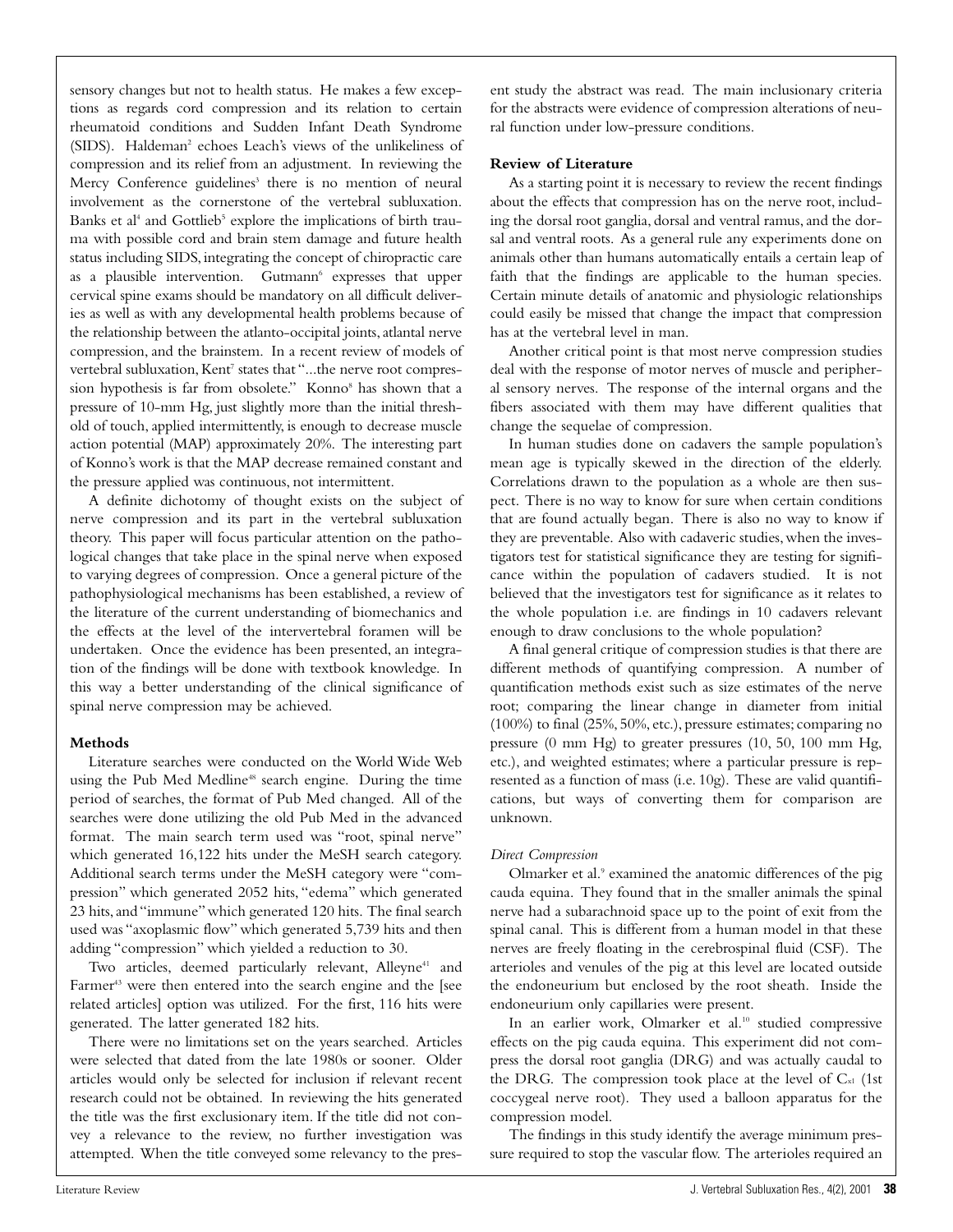sensory changes but not to health status. He makes a few exceptions as regards cord compression and its relation to certain rheumatoid conditions and Sudden Infant Death Syndrome (SIDS). Haldeman[2] echoes Leach's views of the unlikeliness of compression and its relief from an adjustment. In reviewing the Mercy Conference guidelines[3] there is no mention of neural involvement as the cornerstone of the vertebral subluxation. Banks et al[4] and Gottlieb[5] explore the implications of birth trauma with possible cord and brain stem damage and future health status including SIDS, integrating the concept of chiropractic care as a plausible intervention. Gutmann[6] expresses that upper cervical spine exams should be mandatory on all difficult deliveries as well as with any developmental health problems because of the relationship between the atlanto-occipital joints, atlantal nerve compression, and the brainstem. In a recent review of models of vertebral subluxation, Kent[7] states that "...the nerve root compression hypothesis is far from obsolete." Konno[8] has shown that a pressure of 10-mm Hg, just slightly more than the initial threshold of touch, applied intermittently, is enough to decrease muscle action potential (MAP) approximately 20%. The interesting part of Konno's work is that the MAP decrease remained constant and the pressure applied was continuous, not intermittent.

A definite dichotomy of thought exists on the subject of nerve compression and its part in the vertebral subluxation theory. This paper will focus particular attention on the pathological changes that take place in the spinal nerve when exposed to varying degrees of compression. Once a general picture of the pathophysiological mechanisms has been established, a review of the literature of the current understanding of biomechanics and the effects at the level of the intervertebral foramen will be undertaken. Once the evidence has been presented, an integration of the findings will be done with textbook knowledge. In this way a better understanding of the clinical significance of spinal nerve compression may be achieved.

## Methods

Literature searches were conducted on the World Wide Web using the Pub Med Medline[48] search engine. During the time period of searches, the format of Pub Med changed. All of the searches were done utilizing the old Pub Med in the advanced format. The main search term used was "root, spinal nerve" which generated 16,122 hits under the MeSH search category. Additional search terms under the MeSH category were "compression" which generated 2052 hits, "edema" which generated 23 hits, and "immune" which generated 120 hits. The final search used was "axoplasmic flow" which generated 5,739 hits and then adding "compression" which yielded a reduction to 30.

Two articles, deemed particularly relevant, Alleyne[41] and Farmer[43] were then entered into the search engine and the [see related articles] option was utilized. For the first, 116 hits were generated. The latter generated 182 hits.

There were no limitations set on the years searched. Articles were selected that dated from the late 1980s or sooner. Older articles would only be selected for inclusion if relevant recent research could not be obtained. In reviewing the hits generated the title was the first exclusionary item. If the title did not convey a relevance to the review, no further investigation was attempted. When the title conveyed some relevancy to the present study the abstract was read. The main inclusionary criteria for the abstracts were evidence of compression alterations of neural function under low-pressure conditions.

## Review of Literature

As a starting point it is necessary to review the recent findings about the effects that compression has on the nerve root, including the dorsal root ganglia, dorsal and ventral ramus, and the dorsal and ventral roots. As a general rule any experiments done on animals other than humans automatically entails a certain leap of faith that the findings are applicable to the human species. Certain minute details of anatomic and physiologic relationships could easily be missed that change the impact that compression has at the vertebral level in man.

Another critical point is that most nerve compression studies deal with the response of motor nerves of muscle and peripheral sensory nerves. The response of the internal organs and the fibers associated with them may have different qualities that change the sequelae of compression.

In human studies done on cadavers the sample population's mean age is typically skewed in the direction of the elderly. Correlations drawn to the population as a whole are then suspect. There is no way to know for sure when certain conditions that are found actually began. There is also no way to know if they are preventable. Also with cadaveric studies, when the investigators test for statistical significance they are testing for significance within the population of cadavers studied. It is not believed that the investigators test for significance as it relates to the whole population i.e. are findings in 10 cadavers relevant enough to draw conclusions to the whole population?

A final general critique of compression studies is that there are different methods of quantifying compression. A number of quantification methods exist such as size estimates of the nerve root; comparing the linear change in diameter from initial (100%) to final (25%, 50%, etc.), pressure estimates; comparing no pressure (0 mm Hg) to greater pressures (10, 50, 100 mm Hg, etc.), and weighted estimates; where a particular pressure is represented as a function of mass (i.e. 10g). These are valid quantifications, but ways of converting them for comparison are unknown.

### *Direct Compression*

Olmarker et al.[9] examined the anatomic differences of the pig cauda equina. They found that in the smaller animals the spinal nerve had a subarachnoid space up to the point of exit from the spinal canal. This is different from a human model in that these nerves are freely floating in the cerebrospinal fluid (CSF). The arterioles and venules of the pig at this level are located outside the endoneurium but enclosed by the root sheath. Inside the endoneurium only capillaries were present.

In an earlier work, Olmarker et al.[10] studied compressive effects on the pig cauda equina. This experiment did not compress the dorsal root ganglia (DRG) and was actually caudal to the DRG. The compression took place at the level of $C_{x1}$ (1st coccygeal nerve root). They used a balloon apparatus for the compression model.

The findings in this study identify the average minimum pressure required to stop the vascular flow. The arterioles required an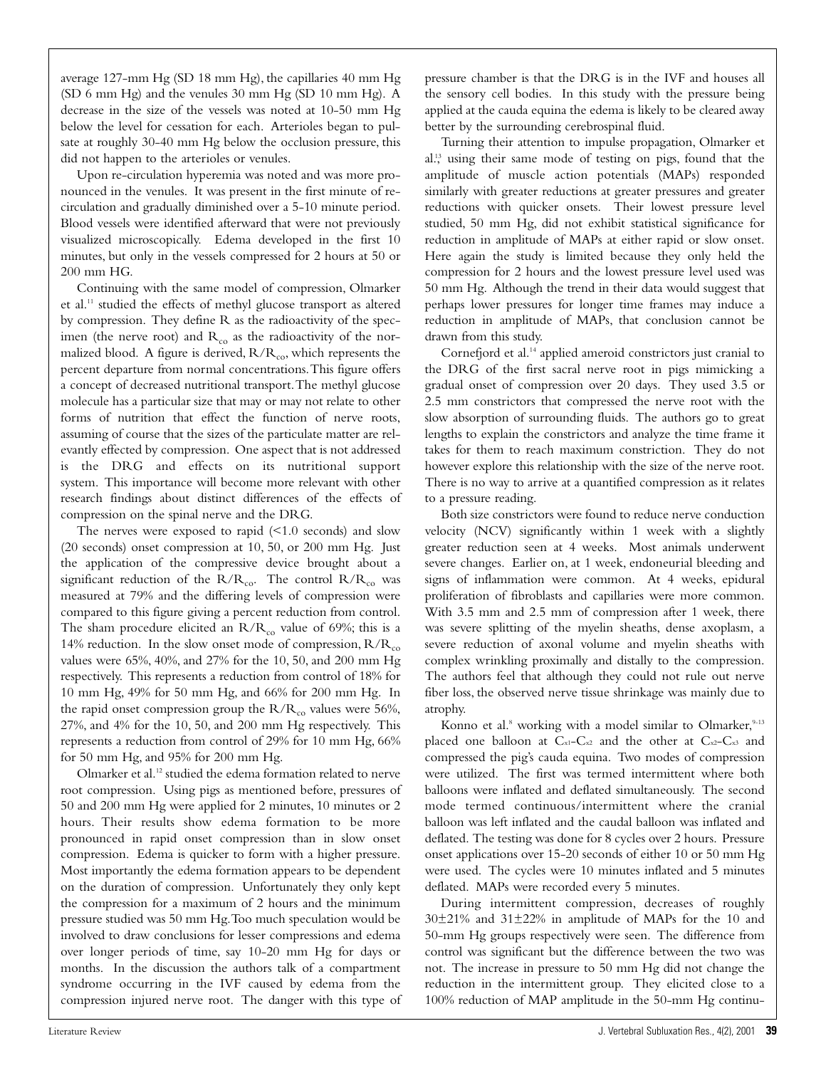average 127-mm Hg (SD 18 mm Hg), the capillaries 40 mm Hg (SD 6 mm Hg) and the venules 30 mm Hg (SD 10 mm Hg). A decrease in the size of the vessels was noted at 10-50 mm Hg below the level for cessation for each. Arterioles began to pulsate at roughly 30-40 mm Hg below the occlusion pressure, this did not happen to the arterioles or venules.

Upon re-circulation hyperemia was noted and was more pronounced in the venules. It was present in the first minute of recirculation and gradually diminished over a 5-10 minute period. Blood vessels were identified afterward that were not previously visualized microscopically. Edema developed in the first 10 minutes, but only in the vessels compressed for 2 hours at 50 or 200 mm HG.

Continuing with the same model of compression, Olmarker et al.[11] studied the effects of methyl glucose transport as altered by compression. They define R as the radioactivity of the specimen (the nerve root) and $R_{co}$ as the radioactivity of the normalized blood. A figure is derived, $R/R_{co}$, which represents the percent departure from normal concentrations. This figure offers a concept of decreased nutritional transport. The methyl glucose molecule has a particular size that may or may not relate to other forms of nutrition that effect the function of nerve roots, assuming of course that the sizes of the particulate matter are relevantly effected by compression. One aspect that is not addressed is the DRG and effects on its nutritional support system. This importance will become more relevant with other research findings about distinct differences of the effects of compression on the spinal nerve and the DRG.

The nerves were exposed to rapid (<1.0 seconds) and slow (20 seconds) onset compression at 10, 50, or 200 mm Hg. Just the application of the compressive device brought about a significant reduction of the $R/R_{co}$. The control $R/R_{co}$ was measured at 79% and the differing levels of compression were compared to this figure giving a percent reduction from control. The sham procedure elicited an $R/R_{co}$ value of 69%; this is a 14% reduction. In the slow onset mode of compression, $R/R_{co}$ values were 65%, 40%, and 27% for the 10, 50, and 200 mm Hg respectively. This represents a reduction from control of 18% for 10 mm Hg, 49% for 50 mm Hg, and 66% for 200 mm Hg. In the rapid onset compression group the $R/R_{co}$ values were 56%, 27%, and 4% for the 10, 50, and 200 mm Hg respectively. This represents a reduction from control of 29% for 10 mm Hg, 66% for 50 mm Hg, and 95% for 200 mm Hg.

Olmarker et al.[12] studied the edema formation related to nerve root compression. Using pigs as mentioned before, pressures of 50 and 200 mm Hg were applied for 2 minutes, 10 minutes or 2 hours. Their results show edema formation to be more pronounced in rapid onset compression than in slow onset compression. Edema is quicker to form with a higher pressure. Most importantly the edema formation appears to be dependent on the duration of compression. Unfortunately they only kept the compression for a maximum of 2 hours and the minimum pressure studied was 50 mm Hg. Too much speculation would be involved to draw conclusions for lesser compressions and edema over longer periods of time, say 10-20 mm Hg for days or months. In the discussion the authors talk of a compartment syndrome occurring in the IVF caused by edema from the compression injured nerve root. The danger with this type of pressure chamber is that the DRG is in the IVF and houses all the sensory cell bodies. In this study with the pressure being applied at the cauda equina the edema is likely to be cleared away better by the surrounding cerebrospinal fluid.

Turning their attention to impulse propagation, Olmarker et al.[13] using their same mode of testing on pigs, found that the amplitude of muscle action potentials (MAPs) responded similarly with greater reductions at greater pressures and greater reductions with quicker onsets. Their lowest pressure level studied, 50 mm Hg, did not exhibit statistical significance for reduction in amplitude of MAPs at either rapid or slow onset. Here again the study is limited because they only held the compression for 2 hours and the lowest pressure level used was 50 mm Hg. Although the trend in their data would suggest that perhaps lower pressures for longer time frames may induce a reduction in amplitude of MAPs, that conclusion cannot be drawn from this study.

Cornefjord et al.[14] applied ameroid constrictors just cranial to the DRG of the first sacral nerve root in pigs mimicking a gradual onset of compression over 20 days. They used 3.5 or 2.5 mm constrictors that compressed the nerve root with the slow absorption of surrounding fluids. The authors go to great lengths to explain the constrictors and analyze the time frame it takes for them to reach maximum constriction. They do not however explore this relationship with the size of the nerve root. There is no way to arrive at a quantified compression as it relates to a pressure reading.

Both size constrictors were found to reduce nerve conduction velocity (NCV) significantly within 1 week with a slightly greater reduction seen at 4 weeks. Most animals underwent severe changes. Earlier on, at 1 week, endoneurial bleeding and signs of inflammation were common. At 4 weeks, epidural proliferation of fibroblasts and capillaries were more common. With 3.5 mm and 2.5 mm of compression after 1 week, there was severe splitting of the myelin sheaths, dense axoplasm, a severe reduction of axonal volume and myelin sheaths with complex wrinkling proximally and distally to the compression. The authors feel that although they could not rule out nerve fiber loss, the observed nerve tissue shrinkage was mainly due to atrophy.

Konno et al.[8] working with a model similar to Olmarker,[9-13] placed one balloon at $C_{x1}$-$C_{x2}$ and the other at $C_{x2}$-$C_{x3}$ and compressed the pig's cauda equina. Two modes of compression were utilized. The first was termed intermittent where both balloons were inflated and deflated simultaneously. The second mode termed continuous/intermittent where the cranial balloon was left inflated and the caudal balloon was inflated and deflated. The testing was done for 8 cycles over 2 hours. Pressure onset applications over 15-20 seconds of either 10 or 50 mm Hg were used. The cycles were 10 minutes inflated and 5 minutes deflated. MAPs were recorded every 5 minutes.

During intermittent compression, decreases of roughly 30±21% and 31±22% in amplitude of MAPs for the 10 and 50-mm Hg groups respectively were seen. The difference from control was significant but the difference between the two was not. The increase in pressure to 50 mm Hg did not change the reduction in the intermittent group. They elicited close to a 100% reduction of MAP amplitude in the 50-mm Hg continu-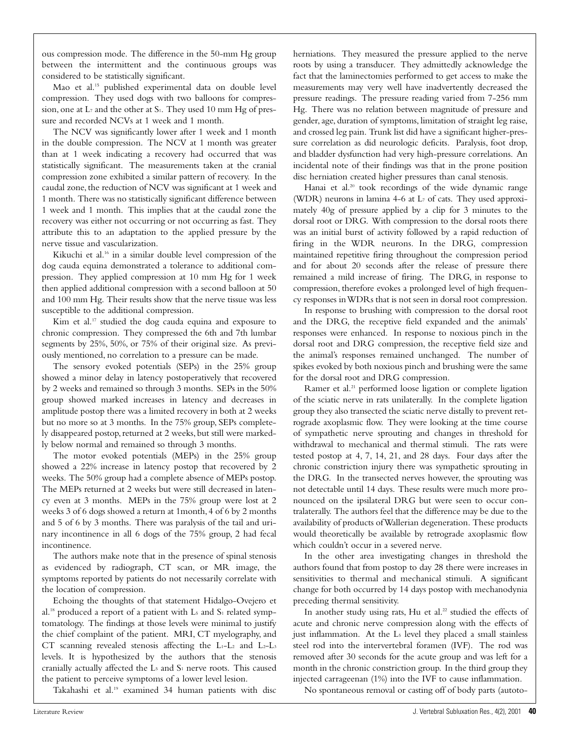ous compression mode. The difference in the 50-mm Hg group between the intermittent and the continuous groups was considered to be statistically significant.

Mao et al.[15] published experimental data on double level compression. They used dogs with two balloons for compression, one at $L_7$ and the other at $S_1$. They used 10 mm Hg of pressure and recorded NCVs at 1 week and 1 month.

The NCV was significantly lower after 1 week and 1 month in the double compression. The NCV at 1 month was greater than at 1 week indicating a recovery had occurred that was statistically significant. The measurements taken at the cranial compression zone exhibited a similar pattern of recovery. In the caudal zone, the reduction of NCV was significant at 1 week and 1 month. There was no statistically significant difference between 1 week and 1 month. This implies that at the caudal zone the recovery was either not occurring or not occurring as fast. They attribute this to an adaptation to the applied pressure by the nerve tissue and vascularization.

Kikuchi et al.[16] in a similar double level compression of the dog cauda equina demonstrated a tolerance to additional compression. They applied compression at 10 mm Hg for 1 week then applied additional compression with a second balloon at 50 and 100 mm Hg. Their results show that the nerve tissue was less susceptible to the additional compression.

Kim et al.[17] studied the dog cauda equina and exposure to chronic compression. They compressed the 6th and 7th lumbar segments by 25%, 50%, or 75% of their original size. As previously mentioned, no correlation to a pressure can be made.

The sensory evoked potentials (SEPs) in the 25% group showed a minor delay in latency postoperatively that recovered by 2 weeks and remained so through 3 months. SEPs in the 50% group showed marked increases in latency and decreases in amplitude postop there was a limited recovery in both at 2 weeks but no more so at 3 months. In the 75% group, SEPs completely disappeared postop, returned at 2 weeks, but still were markedly below normal and remained so through 3 months.

The motor evoked potentials (MEPs) in the 25% group showed a 22% increase in latency postop that recovered by 2 weeks. The 50% group had a complete absence of MEPs postop. The MEPs returned at 2 weeks but were still decreased in latency even at 3 months. MEPs in the 75% group were lost at 2 weeks 3 of 6 dogs showed a return at 1month, 4 of 6 by 2 months and 5 of 6 by 3 months. There was paralysis of the tail and urinary incontinence in all 6 dogs of the 75% group, 2 had fecal incontinence.

The authors make note that in the presence of spinal stenosis as evidenced by radiograph, CT scan, or MR image, the symptoms reported by patients do not necessarily correlate with the location of compression.

Echoing the thoughts of that statement Hidalgo-Ovejero et al.[18] produced a report of a patient with $L_5$ and $S_1$ related symptomatology. The findings at those levels were minimal to justify the chief complaint of the patient. MRI, CT myelography, and CT scanning revealed stenosis affecting the $L_1$-$L_2$ and $L_2$-$L_3$ levels. It is hypothesized by the authors that the stenosis cranially actually affected the $L_5$ and $S_1$ nerve roots. This caused the patient to perceive symptoms of a lower level lesion.

Takahashi et al.[19] examined 34 human patients with disc herniations. They measured the pressure applied to the nerve roots by using a transducer. They admittedly acknowledge the fact that the laminectomies performed to get access to make the measurements may very well have inadvertently decreased the pressure readings. The pressure reading varied from 7-256 mm Hg. There was no relation between magnitude of pressure and gender, age, duration of symptoms, limitation of straight leg raise, and crossed leg pain. Trunk list did have a significant higher-pressure correlation as did neurologic deficits. Paralysis, foot drop, and bladder dysfunction had very high-pressure correlations. An incidental note of their findings was that in the prone position disc herniation created higher pressures than canal stenosis.

Hanai et al.[20] took recordings of the wide dynamic range (WDR) neurons in lamina 4-6 at $L_7$ of cats. They used approximately 40g of pressure applied by a clip for 3 minutes to the dorsal root or DRG. With compression to the dorsal roots there was an initial burst of activity followed by a rapid reduction of firing in the WDR neurons. In the DRG, compression maintained repetitive firing throughout the compression period and for about 20 seconds after the release of pressure there remained a mild increase of firing. The DRG, in response to compression, therefore evokes a prolonged level of high frequency responses in WDRs that is not seen in dorsal root compression.

In response to brushing with compression to the dorsal root and the DRG, the receptive field expanded and the animals' responses were enhanced. In response to noxious pinch in the dorsal root and DRG compression, the receptive field size and the animal's responses remained unchanged. The number of spikes evoked by both noxious pinch and brushing were the same for the dorsal root and DRG compression.

Ramer et al.[21] performed loose ligation or complete ligation of the sciatic nerve in rats unilaterally. In the complete ligation group they also transected the sciatic nerve distally to prevent retrograde axoplasmic flow. They were looking at the time course of sympathetic nerve sprouting and changes in threshold for withdrawal to mechanical and thermal stimuli. The rats were tested postop at 4, 7, 14, 21, and 28 days. Four days after the chronic constriction injury there was sympathetic sprouting in the DRG. In the transected nerves however, the sprouting was not detectable until 14 days. These results were much more pronounced on the ipsilateral DRG but were seen to occur contralaterally. The authors feel that the difference may be due to the availability of products of Wallerian degeneration. These products would theoretically be available by retrograde axoplasmic flow which couldn't occur in a severed nerve.

In the other area investigating changes in threshold the authors found that from postop to day 28 there were increases in sensitivities to thermal and mechanical stimuli. A significant change for both occurred by 14 days postop with mechanodynia preceding thermal sensitivity.

In another study using rats, Hu et al.[22] studied the effects of acute and chronic nerve compression along with the effects of just inflammation. At the $L_5$ level they placed a small stainless steel rod into the intervertebral foramen (IVF). The rod was removed after 30 seconds for the acute group and was left for a month in the chronic constriction group. In the third group they injected carrageenan (1%) into the IVF to cause inflammation.

No spontaneous removal or casting off of body parts (autoto-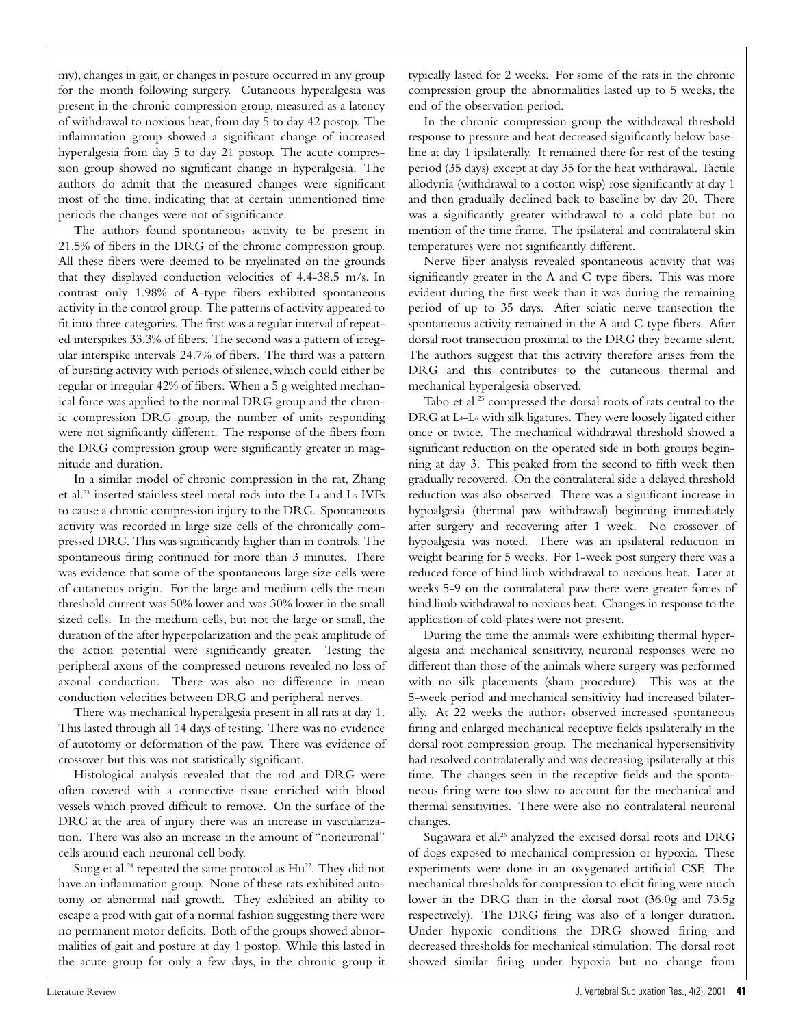my), changes in gait, or changes in posture occurred in any group for the month following surgery. Cutaneous hyperalgesia was present in the chronic compression group, measured as a latency of withdrawal to noxious heat, from day 5 to day 42 postop. The inflammation group showed a significant change of increased hyperalgesia from day 5 to day 21 postop. The acute compression group showed no significant change in hyperalgesia. The authors do admit that the measured changes were significant most of the time, indicating that at certain unmentioned time periods the changes were not of significance.

The authors found spontaneous activity to be present in 21.5% of fibers in the DRG of the chronic compression group. All these fibers were deemed to be myelinated on the grounds that they displayed conduction velocities of 4.4-38.5 m/s. In contrast only 1.98% of A-type fibers exhibited spontaneous activity in the control group. The patterns of activity appeared to fit into three categories. The first was a regular interval of repeated interspikes 33.3% of fibers. The second was a pattern of irregular interspike intervals 24.7% of fibers. The third was a pattern of bursting activity with periods of silence, which could either be regular or irregular 42% of fibers. When a 5 g weighted mechanical force was applied to the normal DRG group and the chronic compression DRG group, the number of units responding were not significantly different. The response of the fibers from the DRG compression group were significantly greater in magnitude and duration.

In a similar model of chronic compression in the rat, Zhang et al.[23] inserted stainless steel metal rods into the $L_4$ and $L_5$ IVFs to cause a chronic compression injury to the DRG. Spontaneous activity was recorded in large size cells of the chronically compressed DRG. This was significantly higher than in controls. The spontaneous firing continued for more than 3 minutes. There was evidence that some of the spontaneous large size cells were of cutaneous origin. For the large and medium cells the mean threshold current was 50% lower and was 30% lower in the small sized cells. In the medium cells, but not the large or small, the duration of the after hyperpolarization and the peak amplitude of the action potential were significantly greater. Testing the peripheral axons of the compressed neurons revealed no loss of axonal conduction. There was also no difference in mean conduction velocities between DRG and peripheral nerves.

There was mechanical hyperalgesia present in all rats at day 1. This lasted through all 14 days of testing. There was no evidence of autotomy or deformation of the paw. There was evidence of crossover but this was not statistically significant.

Histological analysis revealed that the rod and DRG were often covered with a connective tissue enriched with blood vessels which proved difficult to remove. On the surface of the DRG at the area of injury there was an increase in vascularization. There was also an increase in the amount of "noneuronal" cells around each neuronal cell body.

Song et al.[24] repeated the same protocol as Hu[22]. They did not have an inflammation group. None of these rats exhibited autotomy or abnormal nail growth. They exhibited an ability to escape a prod with gait of a normal fashion suggesting there were no permanent motor deficits. Both of the groups showed abnormalities of gait and posture at day 1 postop. While this lasted in the acute group for only a few days, in the chronic group it typically lasted for 2 weeks. For some of the rats in the chronic compression group the abnormalities lasted up to 5 weeks, the end of the observation period.

In the chronic compression group the withdrawal threshold response to pressure and heat decreased significantly below baseline at day 1 ipsilaterally. It remained there for rest of the testing period (35 days) except at day 35 for the heat withdrawal. Tactile allodynia (withdrawal to a cotton wisp) rose significantly at day 1 and then gradually declined back to baseline by day 20. There was a significantly greater withdrawal to a cold plate but no mention of the time frame. The ipsilateral and contralateral skin temperatures were not significantly different.

Nerve fiber analysis revealed spontaneous activity that was significantly greater in the A and C type fibers. This was more evident during the first week than it was during the remaining period of up to 35 days. After sciatic nerve transection the spontaneous activity remained in the A and C type fibers. After dorsal root transection proximal to the DRG they became silent. The authors suggest that this activity therefore arises from the DRG and this contributes to the cutaneous thermal and mechanical hyperalgesia observed.

Tabo et al.[25] compressed the dorsal roots of rats central to the DRG at $L_4$-$L_6$ with silk ligatures. They were loosely ligated either once or twice. The mechanical withdrawal threshold showed a significant reduction on the operated side in both groups beginning at day 3. This peaked from the second to fifth week then gradually recovered. On the contralateral side a delayed threshold reduction was also observed. There was a significant increase in hypoalgesia (thermal paw withdrawal) beginning immediately after surgery and recovering after 1 week. No crossover of hypoalgesia was noted. There was an ipsilateral reduction in weight bearing for 5 weeks. For 1-week post surgery there was a reduced force of hind limb withdrawal to noxious heat. Later at weeks 5-9 on the contralateral paw there were greater forces of hind limb withdrawal to noxious heat. Changes in response to the application of cold plates were not present.

During the time the animals were exhibiting thermal hyperalgesia and mechanical sensitivity, neuronal responses were no different than those of the animals where surgery was performed with no silk placements (sham procedure). This was at the 5-week period and mechanical sensitivity had increased bilaterally. At 22 weeks the authors observed increased spontaneous firing and enlarged mechanical receptive fields ipsilaterally in the dorsal root compression group. The mechanical hypersensitivity had resolved contralaterally and was decreasing ipsilaterally at this time. The changes seen in the receptive fields and the spontaneous firing were too slow to account for the mechanical and thermal sensitivities. There were also no contralateral neuronal changes.

Sugawara et al.[26] analyzed the excised dorsal roots and DRG of dogs exposed to mechanical compression or hypoxia. These experiments were done in an oxygenated artificial CSF. The mechanical thresholds for compression to elicit firing were much lower in the DRG than in the dorsal root (36.0g and 73.5g respectively). The DRG firing was also of a longer duration. Under hypoxic conditions the DRG showed firing and decreased thresholds for mechanical stimulation. The dorsal root showed similar firing under hypoxia but no change from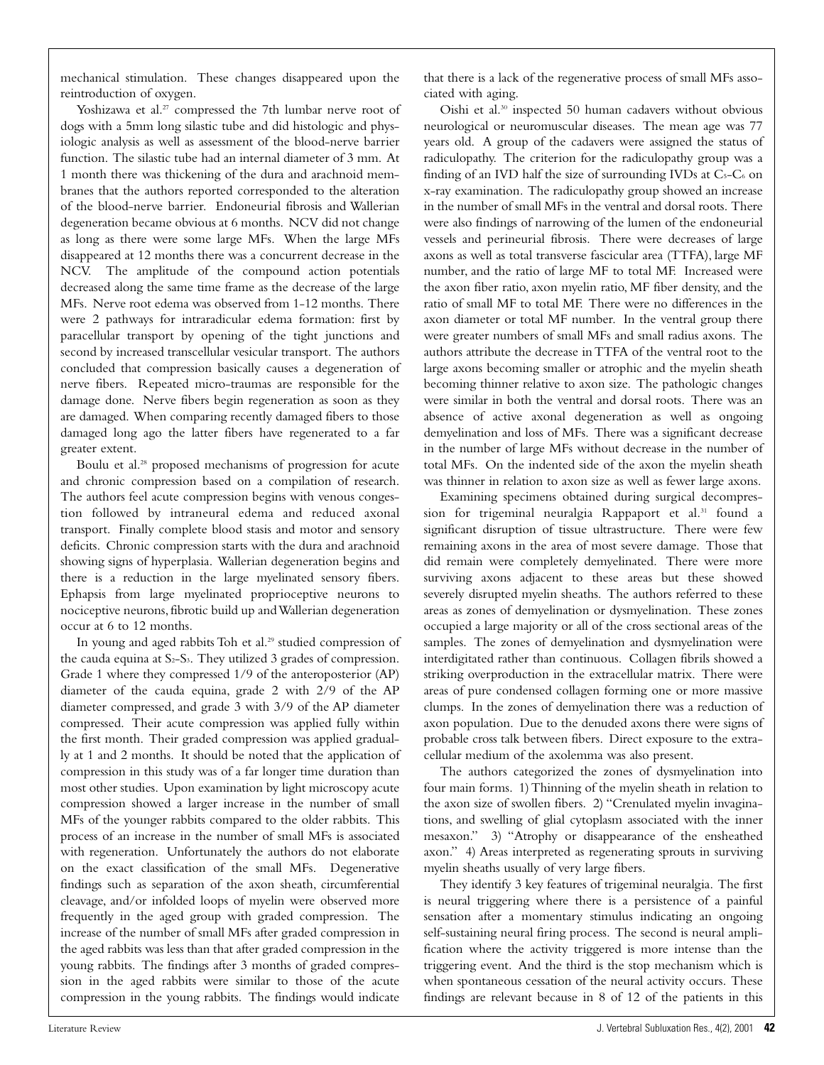mechanical stimulation. These changes disappeared upon the reintroduction of oxygen.

Yoshizawa et al.[27] compressed the 7th lumbar nerve root of dogs with a 5mm long silastic tube and did histologic and physiologic analysis as well as assessment of the blood-nerve barrier function. The silastic tube had an internal diameter of 3 mm. At 1 month there was thickening of the dura and arachnoid membranes that the authors reported corresponded to the alteration of the blood-nerve barrier. Endoneurial fibrosis and Wallerian degeneration became obvious at 6 months. NCV did not change as long as there were some large MFs. When the large MFs disappeared at 12 months there was a concurrent decrease in the NCV. The amplitude of the compound action potentials decreased along the same time frame as the decrease of the large MFs. Nerve root edema was observed from 1-12 months. There were 2 pathways for intraradicular edema formation: first by paracellular transport by opening of the tight junctions and second by increased transcellular vesicular transport. The authors concluded that compression basically causes a degeneration of nerve fibers. Repeated micro-traumas are responsible for the damage done. Nerve fibers begin regeneration as soon as they are damaged. When comparing recently damaged fibers to those damaged long ago the latter fibers have regenerated to a far greater extent.

Boulu et al.[28] proposed mechanisms of progression for acute and chronic compression based on a compilation of research. The authors feel acute compression begins with venous congestion followed by intraneural edema and reduced axonal transport. Finally complete blood stasis and motor and sensory deficits. Chronic compression starts with the dura and arachnoid showing signs of hyperplasia. Wallerian degeneration begins and there is a reduction in the large myelinated sensory fibers. Ephapsis from large myelinated proprioceptive neurons to nociceptive neurons, fibrotic build up and Wallerian degeneration occur at 6 to 12 months.

In young and aged rabbits Toh et al.[29] studied compression of the cauda equina at $S_2$-$S_3$. They utilized 3 grades of compression. Grade 1 where they compressed 1/9 of the anteroposterior (AP) diameter of the cauda equina, grade 2 with 2/9 of the AP diameter compressed, and grade 3 with 3/9 of the AP diameter compressed. Their acute compression was applied fully within the first month. Their graded compression was applied gradually at 1 and 2 months. It should be noted that the application of compression in this study was of a far longer time duration than most other studies. Upon examination by light microscopy acute compression showed a larger increase in the number of small MFs of the younger rabbits compared to the older rabbits. This process of an increase in the number of small MFs is associated with regeneration. Unfortunately the authors do not elaborate on the exact classification of the small MFs. Degenerative findings such as separation of the axon sheath, circumferential cleavage, and/or infolded loops of myelin were observed more frequently in the aged group with graded compression. The increase of the number of small MFs after graded compression in the aged rabbits was less than that after graded compression in the young rabbits. The findings after 3 months of graded compression in the aged rabbits were similar to those of the acute compression in the young rabbits. The findings would indicate that there is a lack of the regenerative process of small MFs associated with aging.

Oishi et al.[30] inspected 50 human cadavers without obvious neurological or neuromuscular diseases. The mean age was 77 years old. A group of the cadavers were assigned the status of radiculopathy. The criterion for the radiculopathy group was a finding of an IVD half the size of surrounding IVDs at $C_5$-$C_6$ on x-ray examination. The radiculopathy group showed an increase in the number of small MFs in the ventral and dorsal roots. There were also findings of narrowing of the lumen of the endoneurial vessels and perineurial fibrosis. There were decreases of large axons as well as total transverse fascicular area (TTFA), large MF number, and the ratio of large MF to total MF. Increased were the axon fiber ratio, axon myelin ratio, MF fiber density, and the ratio of small MF to total MF. There were no differences in the axon diameter or total MF number. In the ventral group there were greater numbers of small MFs and small radius axons. The authors attribute the decrease in TTFA of the ventral root to the large axons becoming smaller or atrophic and the myelin sheath becoming thinner relative to axon size. The pathologic changes were similar in both the ventral and dorsal roots. There was an absence of active axonal degeneration as well as ongoing demyelination and loss of MFs. There was a significant decrease in the number of large MFs without decrease in the number of total MFs. On the indented side of the axon the myelin sheath was thinner in relation to axon size as well as fewer large axons.

Examining specimens obtained during surgical decompression for trigeminal neuralgia Rappaport et al.[31] found a significant disruption of tissue ultrastructure. There were few remaining axons in the area of most severe damage. Those that did remain were completely demyelinated. There were more surviving axons adjacent to these areas but these showed severely disrupted myelin sheaths. The authors referred to these areas as zones of demyelination or dysmyelination. These zones occupied a large majority or all of the cross sectional areas of the samples. The zones of demyelination and dysmyelination were interdigitated rather than continuous. Collagen fibrils showed a striking overproduction in the extracellular matrix. There were areas of pure condensed collagen forming one or more massive clumps. In the zones of demyelination there was a reduction of axon population. Due to the denuded axons there were signs of probable cross talk between fibers. Direct exposure to the extracellular medium of the axolemma was also present.

The authors categorized the zones of dysmyelination into four main forms. 1) Thinning of the myelin sheath in relation to the axon size of swollen fibers. 2) "Crenulated myelin invaginations, and swelling of glial cytoplasm associated with the inner mesaxon." 3) "Atrophy or disappearance of the ensheathed axon." 4) Areas interpreted as regenerating sprouts in surviving myelin sheaths usually of very large fibers.

They identify 3 key features of trigeminal neuralgia. The first is neural triggering where there is a persistence of a painful sensation after a momentary stimulus indicating an ongoing self-sustaining neural firing process. The second is neural amplification where the activity triggered is more intense than the triggering event. And the third is the stop mechanism which is when spontaneous cessation of the neural activity occurs. These findings are relevant because in 8 of 12 of the patients in this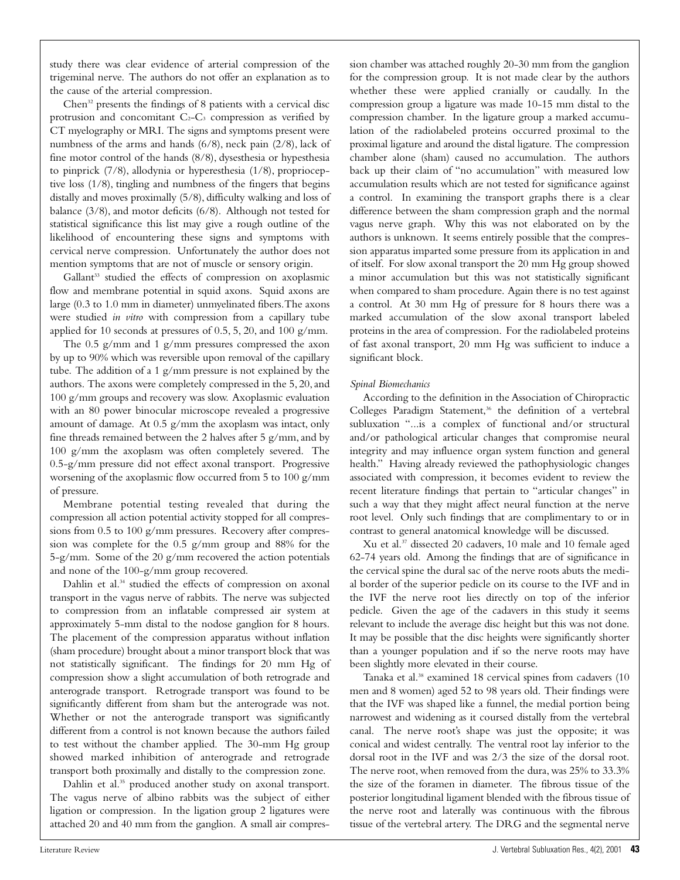study there was clear evidence of arterial compression of the trigeminal nerve. The authors do not offer an explanation as to the cause of the arterial compression.

Chen[32] presents the findings of 8 patients with a cervical disc protrusion and concomitant $C_2$-$C_3$ compression as verified by CT myelography or MRI. The signs and symptoms present were numbness of the arms and hands (6/8), neck pain (2/8), lack of fine motor control of the hands (8/8), dysesthesia or hypesthesia to pinprick (7/8), allodynia or hyperesthesia (1/8), proprioceptive loss (1/8), tingling and numbness of the fingers that begins distally and moves proximally (5/8), difficulty walking and loss of balance (3/8), and motor deficits (6/8). Although not tested for statistical significance this list may give a rough outline of the likelihood of encountering these signs and symptoms with cervical nerve compression. Unfortunately the author does not mention symptoms that are not of muscle or sensory origin.

Gallant[33] studied the effects of compression on axoplasmic flow and membrane potential in squid axons. Squid axons are large (0.3 to 1.0 mm in diameter) unmyelinated fibers. The axons were studied *in vitro* with compression from a capillary tube applied for 10 seconds at pressures of 0.5, 5, 20, and 100 g/mm.

The 0.5 g/mm and 1 g/mm pressures compressed the axon by up to 90% which was reversible upon removal of the capillary tube. The addition of a 1 g/mm pressure is not explained by the authors. The axons were completely compressed in the 5, 20, and 100 g/mm groups and recovery was slow. Axoplasmic evaluation with an 80 power binocular microscope revealed a progressive amount of damage. At 0.5 g/mm the axoplasm was intact, only fine threads remained between the 2 halves after 5 g/mm, and by 100 g/mm the axoplasm was often completely severed. The 0.5-g/mm pressure did not effect axonal transport. Progressive worsening of the axoplasmic flow occurred from 5 to 100 g/mm of pressure.

Membrane potential testing revealed that during the compression all action potential activity stopped for all compressions from 0.5 to 100 g/mm pressures. Recovery after compression was complete for the 0.5 g/mm group and 88% for the 5-g/mm. Some of the 20 g/mm recovered the action potentials and none of the 100-g/mm group recovered.

Dahlin et al.[34] studied the effects of compression on axonal transport in the vagus nerve of rabbits. The nerve was subjected to compression from an inflatable compressed air system at approximately 5-mm distal to the nodose ganglion for 8 hours. The placement of the compression apparatus without inflation (sham procedure) brought about a minor transport block that was not statistically significant. The findings for 20 mm Hg of compression show a slight accumulation of both retrograde and anterograde transport. Retrograde transport was found to be significantly different from sham but the anterograde was not. Whether or not the anterograde transport was significantly different from a control is not known because the authors failed to test without the chamber applied. The 30-mm Hg group showed marked inhibition of anterograde and retrograde transport both proximally and distally to the compression zone.

Dahlin et al.[35] produced another study on axonal transport. The vagus nerve of albino rabbits was the subject of either ligation or compression. In the ligation group 2 ligatures were attached 20 and 40 mm from the ganglion. A small air compression chamber was attached roughly 20-30 mm from the ganglion for the compression group. It is not made clear by the authors whether these were applied cranially or caudally. In the compression group a ligature was made 10-15 mm distal to the compression chamber. In the ligature group a marked accumulation of the radiolabeled proteins occurred proximal to the proximal ligature and around the distal ligature. The compression chamber alone (sham) caused no accumulation. The authors back up their claim of "no accumulation" with measured low accumulation results which are not tested for significance against a control. In examining the transport graphs there is a clear difference between the sham compression graph and the normal vagus nerve graph. Why this was not elaborated on by the authors is unknown. It seems entirely possible that the compression apparatus imparted some pressure from its application in and of itself. For slow axonal transport the 20 mm Hg group showed a minor accumulation but this was not statistically significant when compared to sham procedure. Again there is no test against a control. At 30 mm Hg of pressure for 8 hours there was a marked accumulation of the slow axonal transport labeled proteins in the area of compression. For the radiolabeled proteins of fast axonal transport, 20 mm Hg was sufficient to induce a significant block.

### *Spinal Biomechanics*

According to the definition in the Association of Chiropractic Colleges Paradigm Statement,[36] the definition of a vertebral subluxation "...is a complex of functional and/or structural and/or pathological articular changes that compromise neural integrity and may influence organ system function and general health." Having already reviewed the pathophysiologic changes associated with compression, it becomes evident to review the recent literature findings that pertain to "articular changes" in such a way that they might affect neural function at the nerve root level. Only such findings that are complimentary to or in contrast to general anatomical knowledge will be discussed.

Xu et al.[37] dissected 20 cadavers, 10 male and 10 female aged 62-74 years old. Among the findings that are of significance in the cervical spine the dural sac of the nerve roots abuts the medial border of the superior pedicle on its course to the IVF and in the IVF the nerve root lies directly on top of the inferior pedicle. Given the age of the cadavers in this study it seems relevant to include the average disc height but this was not done. It may be possible that the disc heights were significantly shorter than a younger population and if so the nerve roots may have been slightly more elevated in their course.

Tanaka et al.[38] examined 18 cervical spines from cadavers (10 men and 8 women) aged 52 to 98 years old. Their findings were that the IVF was shaped like a funnel, the medial portion being narrowest and widening as it coursed distally from the vertebral canal. The nerve root's shape was just the opposite; it was conical and widest centrally. The ventral root lay inferior to the dorsal root in the IVF and was 2/3 the size of the dorsal root. The nerve root, when removed from the dura, was 25% to 33.3% the size of the foramen in diameter. The fibrous tissue of the posterior longitudinal ligament blended with the fibrous tissue of the nerve root and laterally was continuous with the fibrous tissue of the vertebral artery. The DRG and the segmental nerve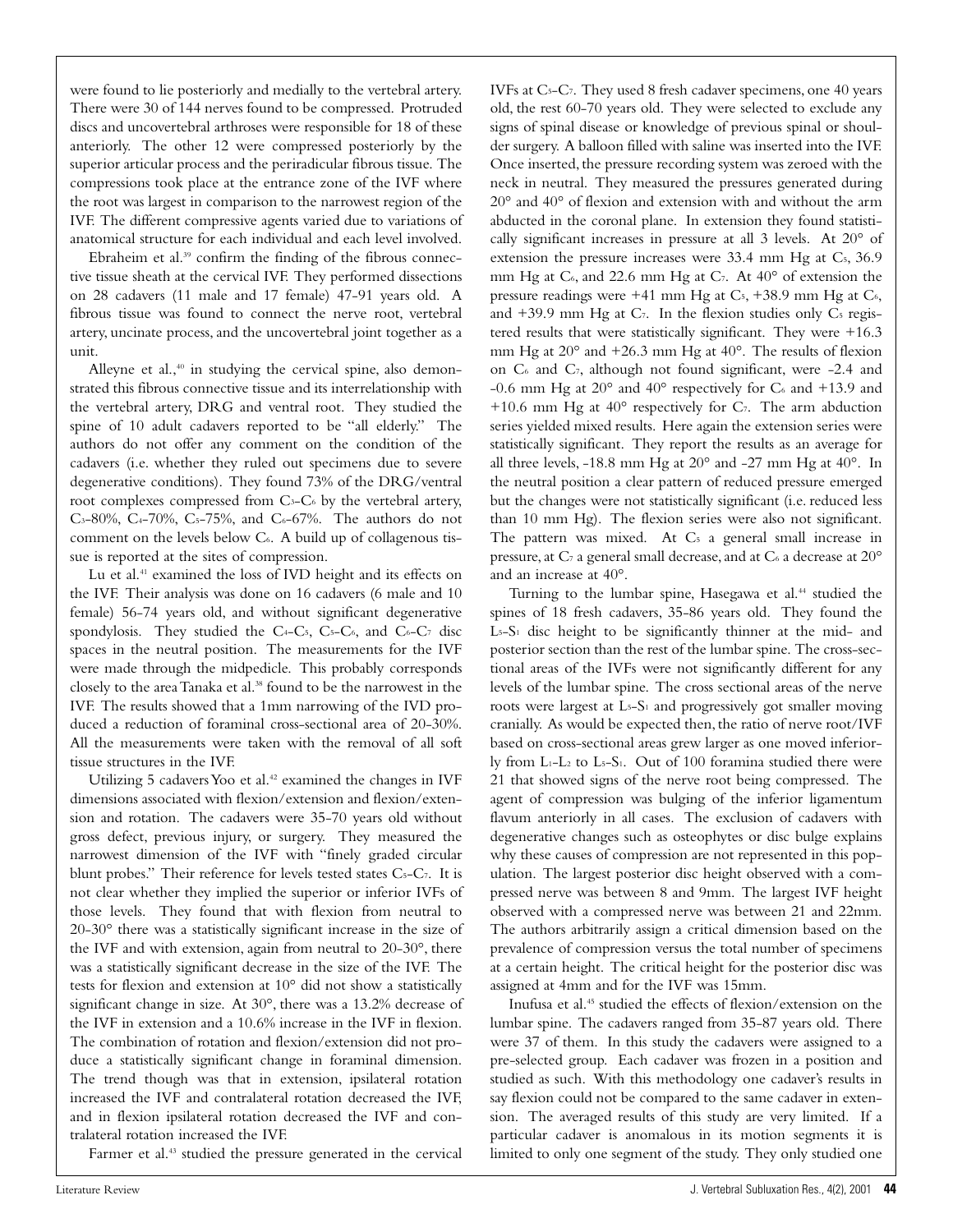were found to lie posteriorly and medially to the vertebral artery. There were 30 of 144 nerves found to be compressed. Protruded discs and uncovertebral arthroses were responsible for 18 of these anteriorly. The other 12 were compressed posteriorly by the superior articular process and the periradicular fibrous tissue. The compressions took place at the entrance zone of the IVF where the root was largest in comparison to the narrowest region of the IVF. The different compressive agents varied due to variations of anatomical structure for each individual and each level involved.

Ebraheim et al.[39] confirm the finding of the fibrous connective tissue sheath at the cervical IVF. They performed dissections on 28 cadavers (11 male and 17 female) 47-91 years old. A fibrous tissue was found to connect the nerve root, vertebral artery, uncinate process, and the uncovertebral joint together as a unit.

Alleyne et al.,[40] in studying the cervical spine, also demonstrated this fibrous connective tissue and its interrelationship with the vertebral artery, DRG and ventral root. They studied the spine of 10 adult cadavers reported to be "all elderly." The authors do not offer any comment on the condition of the cadavers (i.e. whether they ruled out specimens due to severe degenerative conditions). They found 73% of the DRG/ventral root complexes compressed from $C_3$-$C_6$ by the vertebral artery, $C_3$-80%, $C_4$-70%, $C_5$-75%, and $C_6$-67%. The authors do not comment on the levels below $C_6$. A build up of collagenous tissue is reported at the sites of compression.

Lu et al.[41] examined the loss of IVD height and its effects on the IVF. Their analysis was done on 16 cadavers (6 male and 10 female) 56-74 years old, and without significant degenerative spondylosis. They studied the $C_4$-$C_5$, $C_5$-$C_6$, and $C_6$-$C_7$ disc spaces in the neutral position. The measurements for the IVF were made through the midpedicle. This probably corresponds closely to the area Tanaka et al.[38] found to be the narrowest in the IVF. The results showed that a 1mm narrowing of the IVD produced a reduction of foraminal cross-sectional area of 20-30%. All the measurements were taken with the removal of all soft tissue structures in the IVF.

Utilizing 5 cadavers Yoo et al.[42] examined the changes in IVF dimensions associated with flexion/extension and flexion/extension and rotation. The cadavers were 35-70 years old without gross defect, previous injury, or surgery. They measured the narrowest dimension of the IVF with "finely graded circular blunt probes." Their reference for levels tested states $C_5$-$C_7$. It is not clear whether they implied the superior or inferior IVFs of those levels. They found that with flexion from neutral to 20-30° there was a statistically significant increase in the size of the IVF and with extension, again from neutral to 20-30°, there was a statistically significant decrease in the size of the IVF. The tests for flexion and extension at 10° did not show a statistically significant change in size. At 30°, there was a 13.2% decrease of the IVF in extension and a 10.6% increase in the IVF in flexion. The combination of rotation and flexion/extension did not produce a statistically significant change in foraminal dimension. The trend though was that in extension, ipsilateral rotation increased the IVF and contralateral rotation decreased the IVF, and in flexion ipsilateral rotation decreased the IVF and contralateral rotation increased the IVF.

Farmer et al.[43] studied the pressure generated in the cervical IVFs at $C_5$-$C_7$. They used 8 fresh cadaver specimens, one 40 years old, the rest 60-70 years old. They were selected to exclude any signs of spinal disease or knowledge of previous spinal or shoulder surgery. A balloon filled with saline was inserted into the IVF. Once inserted, the pressure recording system was zeroed with the neck in neutral. They measured the pressures generated during 20° and 40° of flexion and extension with and without the arm abducted in the coronal plane. In extension they found statistically significant increases in pressure at all 3 levels. At 20° of extension the pressure increases were 33.4 mm Hg at $C_5$, 36.9 mm Hg at $C_6$, and 22.6 mm Hg at $C_7$. At 40° of extension the pressure readings were +41 mm Hg at $C_5$, +38.9 mm Hg at $C_6$, and +39.9 mm Hg at $C_7$. In the flexion studies only $C_5$ registered results that were statistically significant. They were +16.3 mm Hg at 20° and +26.3 mm Hg at 40°. The results of flexion on $C_6$ and $C_7$, although not found significant, were -2.4 and -0.6 mm Hg at 20° and 40° respectively for $C_6$ and +13.9 and +10.6 mm Hg at 40° respectively for $C_7$. The arm abduction series yielded mixed results. Here again the extension series were statistically significant. They report the results as an average for all three levels, -18.8 mm Hg at 20° and -27 mm Hg at 40°. In the neutral position a clear pattern of reduced pressure emerged but the changes were not statistically significant (i.e. reduced less than 10 mm Hg). The flexion series were also not significant. The pattern was mixed. At $C_5$ a general small increase in pressure, at $C_7$ a general small decrease, and at $C_6$ a decrease at 20° and an increase at 40°.

Turning to the lumbar spine, Hasegawa et al.[44] studied the spines of 18 fresh cadavers, 35-86 years old. They found the $L_5$-$S_1$ disc height to be significantly thinner at the mid- and posterior section than the rest of the lumbar spine. The cross-sectional areas of the IVFs were not significantly different for any levels of the lumbar spine. The cross sectional areas of the nerve roots were largest at $L_5$-$S_1$ and progressively got smaller moving cranially. As would be expected then, the ratio of nerve root/IVF based on cross-sectional areas grew larger as one moved inferiorly from $L_1$-$L_2$ to $L_5$-$S_1$. Out of 100 foramina studied there were 21 that showed signs of the nerve root being compressed. The agent of compression was bulging of the inferior ligamentum flavum anteriorly in all cases. The exclusion of cadavers with degenerative changes such as osteophytes or disc bulge explains why these causes of compression are not represented in this population. The largest posterior disc height observed with a compressed nerve was between 8 and 9mm. The largest IVF height observed with a compressed nerve was between 21 and 22mm. The authors arbitrarily assign a critical dimension based on the prevalence of compression versus the total number of specimens at a certain height. The critical height for the posterior disc was assigned at 4mm and for the IVF was 15mm.

Inufusa et al.[45] studied the effects of flexion/extension on the lumbar spine. The cadavers ranged from 35-87 years old. There were 37 of them. In this study the cadavers were assigned to a pre-selected group. Each cadaver was frozen in a position and studied as such. With this methodology one cadaver's results in say flexion could not be compared to the same cadaver in extension. The averaged results of this study are very limited. If a particular cadaver is anomalous in its motion segments it is limited to only one segment of the study. They only studied one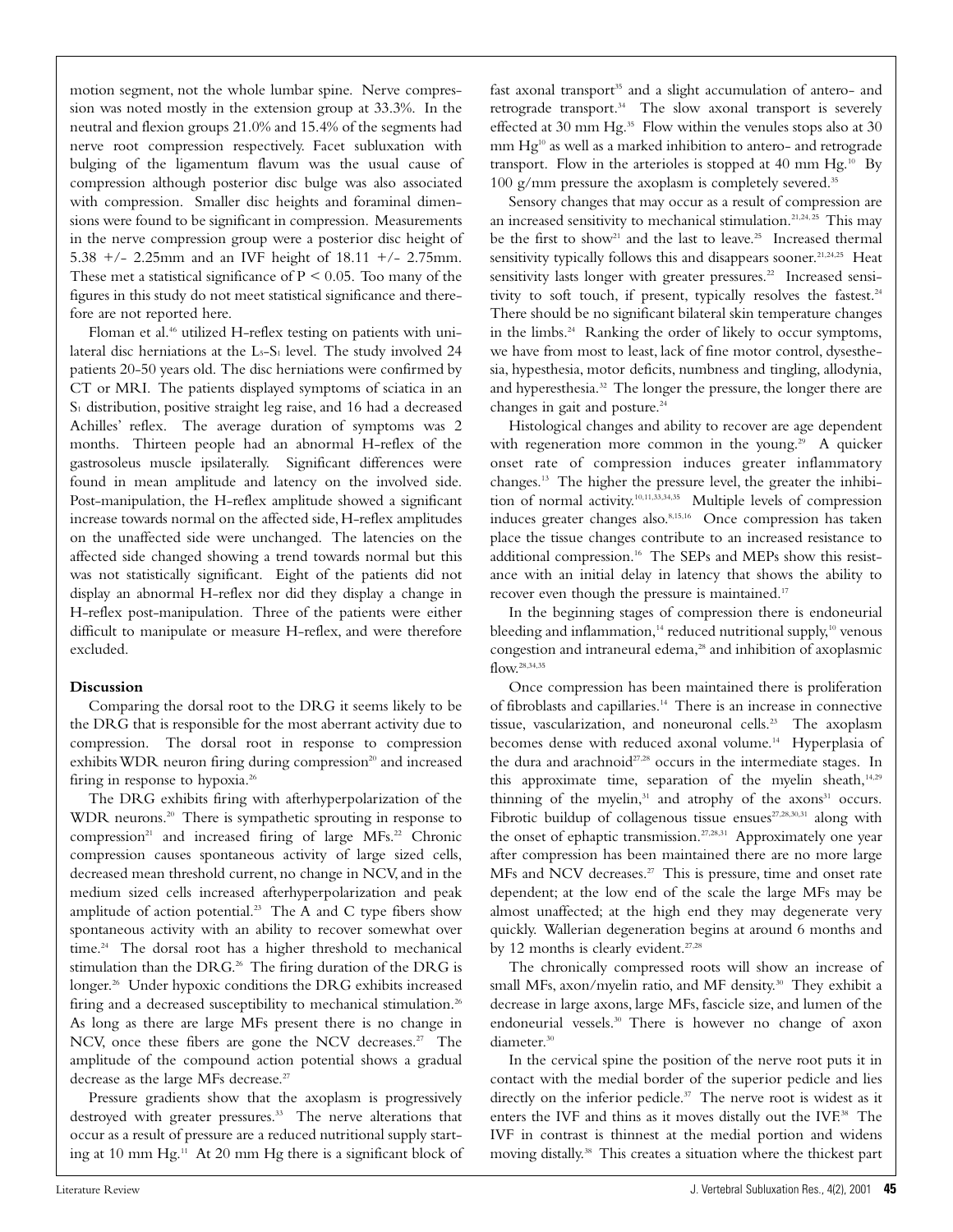motion segment, not the whole lumbar spine. Nerve compression was noted mostly in the extension group at 33.3%. In the neutral and flexion groups 21.0% and 15.4% of the segments had nerve root compression respectively. Facet subluxation with bulging of the ligamentum flavum was the usual cause of compression although posterior disc bulge was also associated with compression. Smaller disc heights and foraminal dimensions were found to be significant in compression. Measurements in the nerve compression group were a posterior disc height of 5.38 +/- 2.25mm and an IVF height of 18.11 +/- 2.75mm. These met a statistical significance of $P < 0.05$. Too many of the figures in this study do not meet statistical significance and therefore are not reported here.

Floman et al.[46] utilized H-reflex testing on patients with unilateral disc herniations at the $L_5$-$S_1$ level. The study involved 24 patients 20-50 years old. The disc herniations were confirmed by CT or MRI. The patients displayed symptoms of sciatica in an $S_1$ distribution, positive straight leg raise, and 16 had a decreased Achilles' reflex. The average duration of symptoms was 2 months. Thirteen people had an abnormal H-reflex of the gastrosoleus muscle ipsilaterally. Significant differences were found in mean amplitude and latency on the involved side. Post-manipulation, the H-reflex amplitude showed a significant increase towards normal on the affected side, H-reflex amplitudes on the unaffected side were unchanged. The latencies on the affected side changed showing a trend towards normal but this was not statistically significant. Eight of the patients did not display an abnormal H-reflex nor did they display a change in H-reflex post-manipulation. Three of the patients were either difficult to manipulate or measure H-reflex, and were therefore excluded.

**Discussion**

Comparing the dorsal root to the DRG it seems likely to be the DRG that is responsible for the most aberrant activity due to compression. The dorsal root in response to compression exhibits WDR neuron firing during compression[20] and increased firing in response to hypoxia.[26]

The DRG exhibits firing with afterhyperpolarization of the WDR neurons.[20] There is sympathetic sprouting in response to compression[21] and increased firing of large MFs.[22] Chronic compression causes spontaneous activity of large sized cells, decreased mean threshold current, no change in NCV, and in the medium sized cells increased afterhyperpolarization and peak amplitude of action potential.[23] The A and C type fibers show spontaneous activity with an ability to recover somewhat over time.[24] The dorsal root has a higher threshold to mechanical stimulation than the DRG.[26] The firing duration of the DRG is longer.[26] Under hypoxic conditions the DRG exhibits increased firing and a decreased susceptibility to mechanical stimulation.[26] As long as there are large MFs present there is no change in NCV, once these fibers are gone the NCV decreases.[27] The amplitude of the compound action potential shows a gradual decrease as the large MFs decrease.[27]

Pressure gradients show that the axoplasm is progressively destroyed with greater pressures.[33] The nerve alterations that occur as a result of pressure are a reduced nutritional supply starting at 10 mm Hg.[11] At 20 mm Hg there is a significant block of fast axonal transport[35] and a slight accumulation of antero- and retrograde transport.[34] The slow axonal transport is severely effected at 30 mm Hg.[35] Flow within the venules stops also at 30 mm Hg[10] as well as a marked inhibition to antero- and retrograde transport. Flow in the arterioles is stopped at 40 mm Hg.[10] By 100 g/mm pressure the axoplasm is completely severed.[35]

Sensory changes that may occur as a result of compression are an increased sensitivity to mechanical stimulation.[21,24,25] This may be the first to show[21] and the last to leave.[25] Increased thermal sensitivity typically follows this and disappears sooner.[21,24,25] Heat sensitivity lasts longer with greater pressures.[22] Increased sensitivity to soft touch, if present, typically resolves the fastest.[24] There should be no significant bilateral skin temperature changes in the limbs.[24] Ranking the order of likely to occur symptoms, we have from most to least, lack of fine motor control, dysesthesia, hypesthesia, motor deficits, numbness and tingling, allodynia, and hyperesthesia.[32] The longer the pressure, the longer there are changes in gait and posture.[24]

Histological changes and ability to recover are age dependent with regeneration more common in the young.[29] A quicker onset rate of compression induces greater inflammatory changes.[13] The higher the pressure level, the greater the inhibition of normal activity.[10,11,33,34,35] Multiple levels of compression induces greater changes also.[8,15,16] Once compression has taken place the tissue changes contribute to an increased resistance to additional compression.[16] The SEPs and MEPs show this resistance with an initial delay in latency that shows the ability to recover even though the pressure is maintained.[17]

In the beginning stages of compression there is endoneurial bleeding and inflammation,[14] reduced nutritional supply,[10] venous congestion and intraneural edema,[28] and inhibition of axoplasmic flow.[28,34,35]

Once compression has been maintained there is proliferation of fibroblasts and capillaries.[14] There is an increase in connective tissue, vascularization, and noneuronal cells.[23] The axoplasm becomes dense with reduced axonal volume.[14] Hyperplasia of the dura and arachnoid[27,28] occurs in the intermediate stages. In this approximate time, separation of the myelin sheath,[14,29] thinning of the myelin,[31] and atrophy of the axons[31] occurs. Fibrotic buildup of collagenous tissue ensues[27,28,30,31] along with the onset of ephaptic transmission.[27,28,31] Approximately one year after compression has been maintained there are no more large MFs and NCV decreases.[27] This is pressure, time and onset rate dependent; at the low end of the scale the large MFs may be almost unaffected; at the high end they may degenerate very quickly. Wallerian degeneration begins at around 6 months and by 12 months is clearly evident.[27,28]

The chronically compressed roots will show an increase of small MFs, axon/myelin ratio, and MF density.[30] They exhibit a decrease in large axons, large MFs, fascicle size, and lumen of the endoneurial vessels.[30] There is however no change of axon diameter.[30]

In the cervical spine the position of the nerve root puts it in contact with the medial border of the superior pedicle and lies directly on the inferior pedicle.[37] The nerve root is widest as it enters the IVF and thins as it moves distally out the IVF.[38] The IVF in contrast is thinnest at the medial portion and widens moving distally.[38] This creates a situation where the thickest part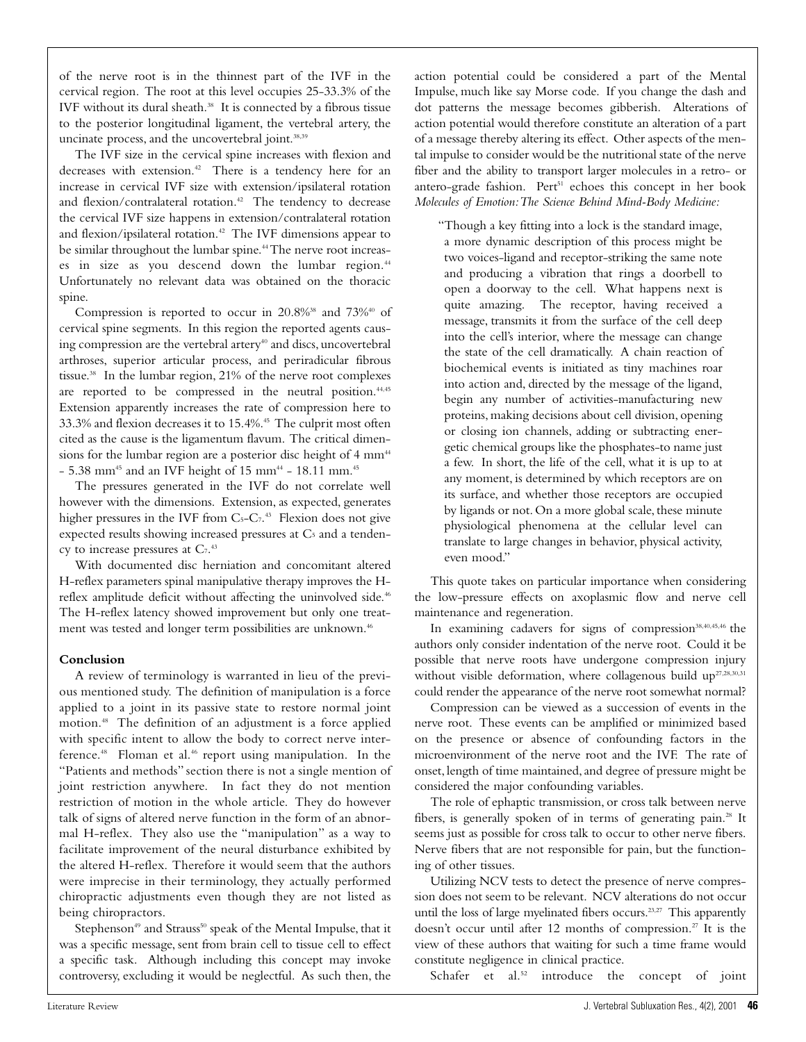of the nerve root is in the thinnest part of the IVF in the cervical region. The root at this level occupies 25-33.3% of the IVF without its dural sheath.[38] It is connected by a fibrous tissue to the posterior longitudinal ligament, the vertebral artery, the uncinate process, and the uncovertebral joint.[38,39]

The IVF size in the cervical spine increases with flexion and decreases with extension.[42] There is a tendency here for an increase in cervical IVF size with extension/ipsilateral rotation and flexion/contralateral rotation.[42] The tendency to decrease the cervical IVF size happens in extension/contralateral rotation and flexion/ipsilateral rotation.[42] The IVF dimensions appear to be similar throughout the lumbar spine.[44] The nerve root increases in size as you descend down the lumbar region.[44] Unfortunately no relevant data was obtained on the thoracic spine.

Compression is reported to occur in 20.8%[38] and 73%[40] of cervical spine segments. In this region the reported agents causing compression are the vertebral artery[40] and discs, uncovertebral arthroses, superior articular process, and periradicular fibrous tissue.[38] In the lumbar region, 21% of the nerve root complexes are reported to be compressed in the neutral position.[44,45] Extension apparently increases the rate of compression here to 33.3% and flexion decreases it to 15.4%.[45] The culprit most often cited as the cause is the ligamentum flavum. The critical dimensions for the lumbar region are a posterior disc height of 4 mm[44] - 5.38 mm[45] and an IVF height of 15 mm[44] - 18.11 mm.[45]

The pressures generated in the IVF do not correlate well however with the dimensions. Extension, as expected, generates higher pressures in the IVF from $C_5$-$C_7$.[43] Flexion does not give expected results showing increased pressures at $C_5$ and a tendency to increase pressures at $C_7$.[43]

With documented disc herniation and concomitant altered H-reflex parameters spinal manipulative therapy improves the H-reflex amplitude deficit without affecting the uninvolved side.[46] The H-reflex latency showed improvement but only one treatment was tested and longer term possibilities are unknown.[46]

## Conclusion

A review of terminology is warranted in lieu of the previous mentioned study. The definition of manipulation is a force applied to a joint in its passive state to restore normal joint motion.[48] The definition of an adjustment is a force applied with specific intent to allow the body to correct nerve interference.[48] Floman et al.[46] report using manipulation. In the "Patients and methods" section there is not a single mention of joint restriction anywhere. In fact they do not mention restriction of motion in the whole article. They do however talk of signs of altered nerve function in the form of an abnormal H-reflex. They also use the "manipulation" as a way to facilitate improvement of the neural disturbance exhibited by the altered H-reflex. Therefore it would seem that the authors were imprecise in their terminology, they actually performed chiropractic adjustments even though they are not listed as being chiropractors.

Stephenson[49] and Strauss[50] speak of the Mental Impulse, that it was a specific message, sent from brain cell to tissue cell to effect a specific task. Although including this concept may invoke controversy, excluding it would be neglectful. As such then, the action potential could be considered a part of the Mental Impulse, much like say Morse code. If you change the dash and dot patterns the message becomes gibberish. Alterations of action potential would therefore constitute an alteration of a part of a message thereby altering its effect. Other aspects of the mental impulse to consider would be the nutritional state of the nerve fiber and the ability to transport larger molecules in a retro- or antero-grade fashion. Pert[51] echoes this concept in her book *Molecules of Emotion: The Science Behind Mind-Body Medicine:*

> "Though a key fitting into a lock is the standard image, a more dynamic description of this process might be two voices-ligand and receptor-striking the same note and producing a vibration that rings a doorbell to open a doorway to the cell. What happens next is quite amazing. The receptor, having received a message, transmits it from the surface of the cell deep into the cell's interior, where the message can change the state of the cell dramatically. A chain reaction of biochemical events is initiated as tiny machines roar into action and, directed by the message of the ligand, begin any number of activities-manufacturing new proteins, making decisions about cell division, opening or closing ion channels, adding or subtracting energetic chemical groups like the phosphates-to name just a few. In short, the life of the cell, what it is up to at any moment, is determined by which receptors are on its surface, and whether those receptors are occupied by ligands or not. On a more global scale, these minute physiological phenomena at the cellular level can translate to large changes in behavior, physical activity, even mood."

This quote takes on particular importance when considering the low-pressure effects on axoplasmic flow and nerve cell maintenance and regeneration.

In examining cadavers for signs of compression[38,40,45,46] the authors only consider indentation of the nerve root. Could it be possible that nerve roots have undergone compression injury without visible deformation, where collagenous build up[27,28,30,31] could render the appearance of the nerve root somewhat normal?

Compression can be viewed as a succession of events in the nerve root. These events can be amplified or minimized based on the presence or absence of confounding factors in the microenvironment of the nerve root and the IVF. The rate of onset, length of time maintained, and degree of pressure might be considered the major confounding variables.

The role of ephaptic transmission, or cross talk between nerve fibers, is generally spoken of in terms of generating pain.[28] It seems just as possible for cross talk to occur to other nerve fibers. Nerve fibers that are not responsible for pain, but the functioning of other tissues.

Utilizing NCV tests to detect the presence of nerve compression does not seem to be relevant. NCV alterations do not occur until the loss of large myelinated fibers occurs.[23,27] This apparently doesn't occur until after 12 months of compression.[27] It is the view of these authors that waiting for such a time frame would constitute negligence in clinical practice.

Schafer et al.[52] introduce the concept of joint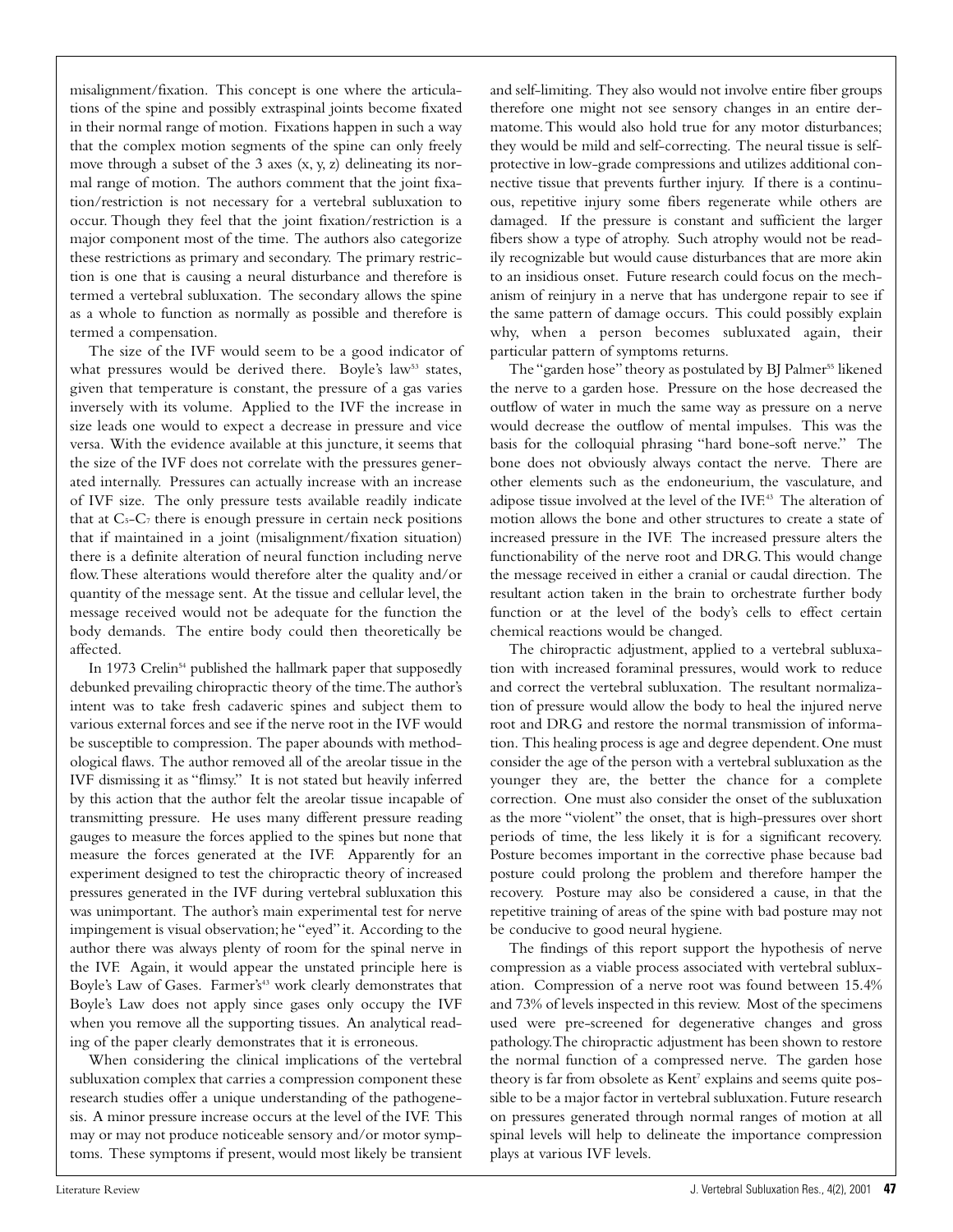misalignment/fixation. This concept is one where the articulations of the spine and possibly extraspinal joints become fixated in their normal range of motion. Fixations happen in such a way that the complex motion segments of the spine can only freely move through a subset of the 3 axes (x, y, z) delineating its normal range of motion. The authors comment that the joint fixation/restriction is not necessary for a vertebral subluxation to occur. Though they feel that the joint fixation/restriction is a major component most of the time. The authors also categorize these restrictions as primary and secondary. The primary restriction is one that is causing a neural disturbance and therefore is termed a vertebral subluxation. The secondary allows the spine as a whole to function as normally as possible and therefore is termed a compensation.

The size of the IVF would seem to be a good indicator of what pressures would be derived there. Boyle's law[53] states, given that temperature is constant, the pressure of a gas varies inversely with its volume. Applied to the IVF the increase in size leads one would to expect a decrease in pressure and vice versa. With the evidence available at this juncture, it seems that the size of the IVF does not correlate with the pressures generated internally. Pressures can actually increase with an increase of IVF size. The only pressure tests available readily indicate that at $C_5$-$C_7$ there is enough pressure in certain neck positions that if maintained in a joint (misalignment/fixation situation) there is a definite alteration of neural function including nerve flow. These alterations would therefore alter the quality and/or quantity of the message sent. At the tissue and cellular level, the message received would not be adequate for the function the body demands. The entire body could then theoretically be affected.

In 1973 Crelin[54] published the hallmark paper that supposedly debunked prevailing chiropractic theory of the time. The author's intent was to take fresh cadaveric spines and subject them to various external forces and see if the nerve root in the IVF would be susceptible to compression. The paper abounds with methodological flaws. The author removed all of the areolar tissue in the IVF dismissing it as "flimsy." It is not stated but heavily inferred by this action that the author felt the areolar tissue incapable of transmitting pressure. He uses many different pressure reading gauges to measure the forces applied to the spines but none that measure the forces generated at the IVF. Apparently for an experiment designed to test the chiropractic theory of increased pressures generated in the IVF during vertebral subluxation this was unimportant. The author's main experimental test for nerve impingement is visual observation; he "eyed" it. According to the author there was always plenty of room for the spinal nerve in the IVF. Again, it would appear the unstated principle here is Boyle's Law of Gases. Farmer's[43] work clearly demonstrates that Boyle's Law does not apply since gases only occupy the IVF when you remove all the supporting tissues. An analytical reading of the paper clearly demonstrates that it is erroneous.

When considering the clinical implications of the vertebral subluxation complex that carries a compression component these research studies offer a unique understanding of the pathogenesis. A minor pressure increase occurs at the level of the IVF. This may or may not produce noticeable sensory and/or motor symptoms. These symptoms if present, would most likely be transient and self-limiting. They also would not involve entire fiber groups therefore one might not see sensory changes in an entire dermatome. This would also hold true for any motor disturbances; they would be mild and self-correcting. The neural tissue is self-protective in low-grade compressions and utilizes additional connective tissue that prevents further injury. If there is a continuous, repetitive injury some fibers regenerate while others are damaged. If the pressure is constant and sufficient the larger fibers show a type of atrophy. Such atrophy would not be readily recognizable but would cause disturbances that are more akin to an insidious onset. Future research could focus on the mechanism of reinjury in a nerve that has undergone repair to see if the same pattern of damage occurs. This could possibly explain why, when a person becomes subluxated again, their particular pattern of symptoms returns.

The "garden hose" theory as postulated by BJ Palmer[55] likened the nerve to a garden hose. Pressure on the hose decreased the outflow of water in much the same way as pressure on a nerve would decrease the outflow of mental impulses. This was the basis for the colloquial phrasing "hard bone-soft nerve." The bone does not obviously always contact the nerve. There are other elements such as the endoneurium, the vasculature, and adipose tissue involved at the level of the IVF.[43] The alteration of motion allows the bone and other structures to create a state of increased pressure in the IVF. The increased pressure alters the functionability of the nerve root and DRG. This would change the message received in either a cranial or caudal direction. The resultant action taken in the brain to orchestrate further body function or at the level of the body's cells to effect certain chemical reactions would be changed.

The chiropractic adjustment, applied to a vertebral subluxation with increased foraminal pressures, would work to reduce and correct the vertebral subluxation. The resultant normalization of pressure would allow the body to heal the injured nerve root and DRG and restore the normal transmission of information. This healing process is age and degree dependent. One must consider the age of the person with a vertebral subluxation as the younger they are, the better the chance for a complete correction. One must also consider the onset of the subluxation as the more "violent" the onset, that is high-pressures over short periods of time, the less likely it is for a significant recovery. Posture becomes important in the corrective phase because bad posture could prolong the problem and therefore hamper the recovery. Posture may also be considered a cause, in that the repetitive training of areas of the spine with bad posture may not be conducive to good neural hygiene.

The findings of this report support the hypothesis of nerve compression as a viable process associated with vertebral subluxation. Compression of a nerve root was found between 15.4% and 73% of levels inspected in this review. Most of the specimens used were pre-screened for degenerative changes and gross pathology. The chiropractic adjustment has been shown to restore the normal function of a compressed nerve. The garden hose theory is far from obsolete as Kent[7] explains and seems quite possible to be a major factor in vertebral subluxation. Future research on pressures generated through normal ranges of motion at all spinal levels will help to delineate the importance compression plays at various IVF levels.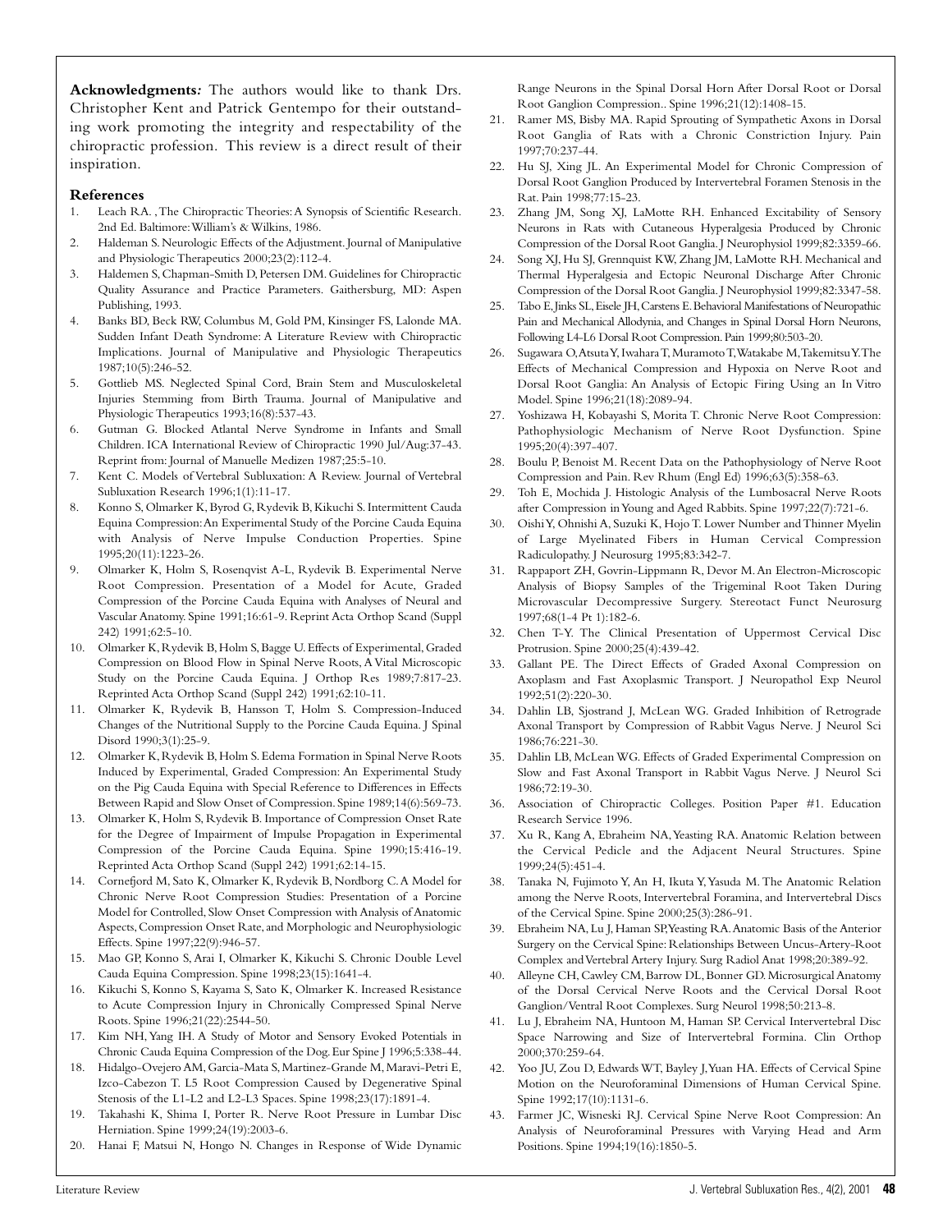**Acknowledgments:** The authors would like to thank Drs. Christopher Kent and Patrick Gentempo for their outstanding work promoting the integrity and respectability of the chiropractic profession. This review is a direct result of their inspiration.

## References

1. Leach RA. , The Chiropractic Theories: A Synopsis of Scientific Research. 2nd Ed. Baltimore: William's & Wilkins, 1986.
2. Haldeman S. Neurologic Effects of the Adjustment. Journal of Manipulative and Physiologic Therapeutics 2000;23(2):112-4.
3. Haldemen S, Chapman-Smith D, Petersen DM. Guidelines for Chiropractic Quality Assurance and Practice Parameters. Gaithersburg, MD: Aspen Publishing, 1993.
4. Banks BD, Beck RW, Columbus M, Gold PM, Kinsinger FS, Lalonde MA. Sudden Infant Death Syndrome: A Literature Review with Chiropractic Implications. Journal of Manipulative and Physiologic Therapeutics 1987;10(5):246-52.
5. Gottlieb MS. Neglected Spinal Cord, Brain Stem and Musculoskeletal Injuries Stemming from Birth Trauma. Journal of Manipulative and Physiologic Therapeutics 1993;16(8):537-43.
6. Gutman G. Blocked Atlantal Nerve Syndrome in Infants and Small Children. ICA International Review of Chiropractic 1990 Jul/Aug:37-43. Reprint from: Journal of Manuelle Medizen 1987;25:5-10.
7. Kent C. Models of Vertebral Subluxation: A Review. Journal of Vertebral Subluxation Research 1996;1(1):11-17.
8. Konno S, Olmarker K, Byrod G, Rydevik B, Kikuchi S. Intermittent Cauda Equina Compression: An Experimental Study of the Porcine Cauda Equina with Analysis of Nerve Impulse Conduction Properties. Spine 1995;20(11):1223-26.
9. Olmarker K, Holm S, Rosenqvist A-L, Rydevik B. Experimental Nerve Root Compression. Presentation of a Model for Acute, Graded Compression of the Porcine Cauda Equina with Analyses of Neural and Vascular Anatomy. Spine 1991;16:61-9. Reprint Acta Orthop Scand (Suppl 242) 1991;62:5-10.
10. Olmarker K, Rydevik B, Holm S, Bagge U. Effects of Experimental, Graded Compression on Blood Flow in Spinal Nerve Roots, A Vital Microscopic Study on the Porcine Cauda Equina. J Orthop Res 1989;7:817-23. Reprinted Acta Orthop Scand (Suppl 242) 1991;62:10-11.
11. Olmarker K, Rydevik B, Hansson T, Holm S. Compression-Induced Changes of the Nutritional Supply to the Porcine Cauda Equina. J Spinal Disord 1990;3(1):25-9.
12. Olmarker K, Rydevik B, Holm S. Edema Formation in Spinal Nerve Roots Induced by Experimental, Graded Compression: An Experimental Study on the Pig Cauda Equina with Special Reference to Differences in Effects Between Rapid and Slow Onset of Compression. Spine 1989;14(6):569-73.
13. Olmarker K, Holm S, Rydevik B. Importance of Compression Onset Rate for the Degree of Impairment of Impulse Propagation in Experimental Compression of the Porcine Cauda Equina. Spine 1990;15:416-19. Reprinted Acta Orthop Scand (Suppl 242) 1991;62:14-15.
14. Cornefjord M, Sato K, Olmarker K, Rydevik B, Nordborg C. A Model for Chronic Nerve Root Compression Studies: Presentation of a Porcine Model for Controlled, Slow Onset Compression with Analysis of Anatomic Aspects, Compression Onset Rate, and Morphologic and Neurophysiologic Effects. Spine 1997;22(9):946-57.
15. Mao GP, Konno S, Arai I, Olmarker K, Kikuchi S. Chronic Double Level Cauda Equina Compression. Spine 1998;23(15):1641-4.
16. Kikuchi S, Konno S, Kayama S, Sato K, Olmarker K. Increased Resistance to Acute Compression Injury in Chronically Compressed Spinal Nerve Roots. Spine 1996;21(22):2544-50.
17. Kim NH, Yang IH. A Study of Motor and Sensory Evoked Potentials in Chronic Cauda Equina Compression of the Dog. Eur Spine J 1996;5:338-44.
18. Hidalgo-Ovejero AM, Garcia-Mata S, Martinez-Grande M, Maravi-Petri E, Izco-Cabezon T. L5 Root Compression Caused by Degenerative Spinal Stenosis of the L1-L2 and L2-L3 Spaces. Spine 1998;23(17):1891-4.
19. Takahashi K, Shima I, Porter R. Nerve Root Pressure in Lumbar Disc Herniation. Spine 1999;24(19):2003-6.
20. Hanai F, Matsui N, Hongo N. Changes in Response of Wide Dynamic Range Neurons in the Spinal Dorsal Horn After Dorsal Root or Dorsal Root Ganglion Compression.. Spine 1996;21(12):1408-15.
21. Ramer MS, Bisby MA. Rapid Sprouting of Sympathetic Axons in Dorsal Root Ganglia of Rats with a Chronic Constriction Injury. Pain 1997;70:237-44.
22. Hu SJ, Xing JL. An Experimental Model for Chronic Compression of Dorsal Root Ganglion Produced by Intervertebral Foramen Stenosis in the Rat. Pain 1998;77:15-23.
23. Zhang JM, Song XJ, LaMotte RH. Enhanced Excitability of Sensory Neurons in Rats with Cutaneous Hyperalgesia Produced by Chronic Compression of the Dorsal Root Ganglia. J Neurophysiol 1999;82:3359-66.
24. Song XJ, Hu SJ, Grennquist KW, Zhang JM, LaMotte RH. Mechanical and Thermal Hyperalgesia and Ectopic Neuronal Discharge After Chronic Compression of the Dorsal Root Ganglia. J Neurophysiol 1999;82:3347-58.
25. Tabo E, Jinks SL, Eisele JH, Carstens E. Behavioral Manifestations of Neuropathic Pain and Mechanical Allodynia, and Changes in Spinal Dorsal Horn Neurons, Following L4-L6 Dorsal Root Compression. Pain 1999;80:503-20.
26. Sugawara O, Atsuta Y, Iwahara T, Muramoto T, Watakabe M, Takemitsu Y. The Effects of Mechanical Compression and Hypoxia on Nerve Root and Dorsal Root Ganglia: An Analysis of Ectopic Firing Using an In Vitro Model. Spine 1996;21(18):2089-94.
27. Yoshizawa H, Kobayashi S, Morita T. Chronic Nerve Root Compression: Pathophysiologic Mechanism of Nerve Root Dysfunction. Spine 1995;20(4):397-407.
28. Boulu P, Benoist M. Recent Data on the Pathophysiology of Nerve Root Compression and Pain. Rev Rhum (Engl Ed) 1996;63(5):358-63.
29. Toh E, Mochida J. Histologic Analysis of the Lumbosacral Nerve Roots after Compression in Young and Aged Rabbits. Spine 1997;22(7):721-6.
30. Oishi Y, Ohnishi A, Suzuki K, Hojo T. Lower Number and Thinner Myelin of Large Myelinated Fibers in Human Cervical Compression Radiculopathy. J Neurosurg 1995;83:342-7.
31. Rappaport ZH, Govrin-Lippmann R, Devor M. An Electron-Microscopic Analysis of Biopsy Samples of the Trigeminal Root Taken During Microvascular Decompressive Surgery. Stereotact Funct Neurosurg 1997;68(1-4 Pt 1):182-6.
32. Chen T-Y. The Clinical Presentation of Uppermost Cervical Disc Protrusion. Spine 2000;25(4):439-42.
33. Gallant PE. The Direct Effects of Graded Axonal Compression on Axoplasm and Fast Axoplasmic Transport. J Neuropathol Exp Neurol 1992;51(2):220-30.
34. Dahlin LB, Sjostrand J, McLean WG. Graded Inhibition of Retrograde Axonal Transport by Compression of Rabbit Vagus Nerve. J Neurol Sci 1986;76:221-30.
35. Dahlin LB, McLean WG. Effects of Graded Experimental Compression on Slow and Fast Axonal Transport in Rabbit Vagus Nerve. J Neurol Sci 1986;72:19-30.
36. Association of Chiropractic Colleges. Position Paper #1. Education Research Service 1996.
37. Xu R, Kang A, Ebraheim NA, Yeasting RA. Anatomic Relation between the Cervical Pedicle and the Adjacent Neural Structures. Spine 1999;24(5):451-4.
38. Tanaka N, Fujimoto Y, An H, Ikuta Y, Yasuda M. The Anatomic Relation among the Nerve Roots, Intervertebral Foramina, and Intervertebral Discs of the Cervical Spine. Spine 2000;25(3):286-91.
39. Ebraheim NA, Lu J, Haman SP, Yeasting RA. Anatomic Basis of the Anterior Surgery on the Cervical Spine: Relationships Between Uncus-Artery-Root Complex and Vertebral Artery Injury. Surg Radiol Anat 1998;20:389-92.
40. Alleyne CH, Cawley CM, Barrow DL, Bonner GD. Microsurgical Anatomy of the Dorsal Cervical Nerve Roots and the Cervical Dorsal Root Ganglion/Ventral Root Complexes. Surg Neurol 1998;50:213-8.
41. Lu J, Ebraheim NA, Huntoon M, Haman SP. Cervical Intervertebral Disc Space Narrowing and Size of Intervertebral Formina. Clin Orthop 2000;370:259-64.
42. Yoo JU, Zou D, Edwards WT, Bayley J, Yuan HA. Effects of Cervical Spine Motion on the Neuroforaminal Dimensions of Human Cervical Spine. Spine 1992;17(10):1131-6.
43. Farmer JC, Wisneski RJ. Cervical Spine Nerve Root Compression: An Analysis of Neuroforaminal Pressures with Varying Head and Arm Positions. Spine 1994;19(16):1850-5.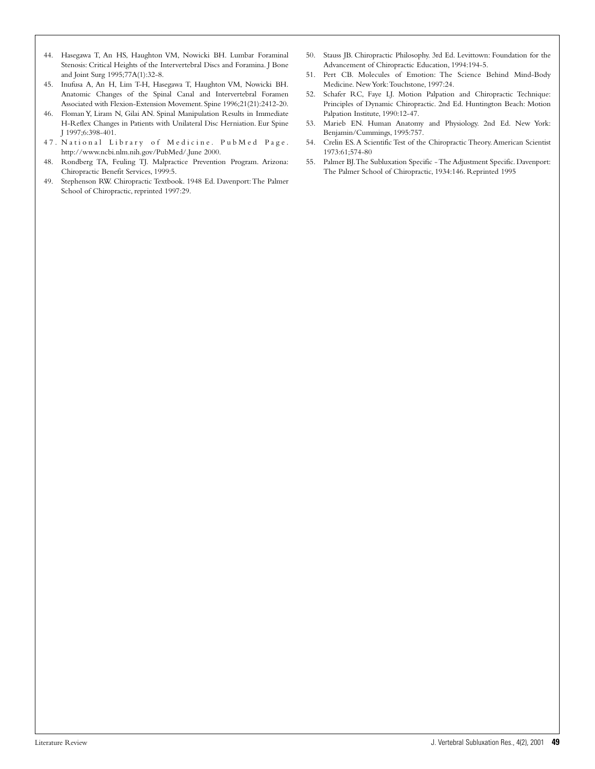44. Hasegawa T, An HS, Haughton VM, Nowicki BH. Lumbar Foraminal Stenosis: Critical Heights of the Intervertebral Discs and Foramina. J Bone and Joint Surg 1995;77A(1):32-8.
45. Inufusa A, An H, Lim T-H, Hasegawa T, Haughton VM, Nowicki BH. Anatomic Changes of the Spinal Canal and Intervertebral Foramen Associated with Flexion-Extension Movement. Spine 1996;21(21):2412-20.
46. Floman Y, Liram N, Gilai AN. Spinal Manipulation Results in Immediate H-Reflex Changes in Patients with Unilateral Disc Herniation. Eur Spine J 1997;6:398-401.
47. National Library of Medicine. PubMed Page. http://www.ncbi.nlm.nih.gov/PubMed/.June 2000.
48. Rondberg TA, Feuling TJ. Malpractice Prevention Program. Arizona: Chiropractic Benefit Services, 1999:5.
49. Stephenson RW. Chiropractic Textbook. 1948 Ed. Davenport: The Palmer School of Chiropractic, reprinted 1997:29.
50. Stauss JB. Chiropractic Philosophy. 3rd Ed. Levittown: Foundation for the Advancement of Chiropractic Education, 1994:194-5.
51. Pert CB. Molecules of Emotion: The Science Behind Mind-Body Medicine. New York: Touchstone, 1997:24.
52. Schafer RC, Faye LJ. Motion Palpation and Chiropractic Technique: Principles of Dynamic Chiropractic. 2nd Ed. Huntington Beach: Motion Palpation Institute, 1990:12-47.
53. Marieb EN. Human Anatomy and Physiology. 2nd Ed. New York: Benjamin/Cummings, 1995:757.
54. Crelin ES. A Scientific Test of the Chiropractic Theory. American Scientist 1973:61;574-80
55. Palmer BJ. The Subluxation Specific - The Adjustment Specific. Davenport: The Palmer School of Chiropractic, 1934:146. Reprinted 1995